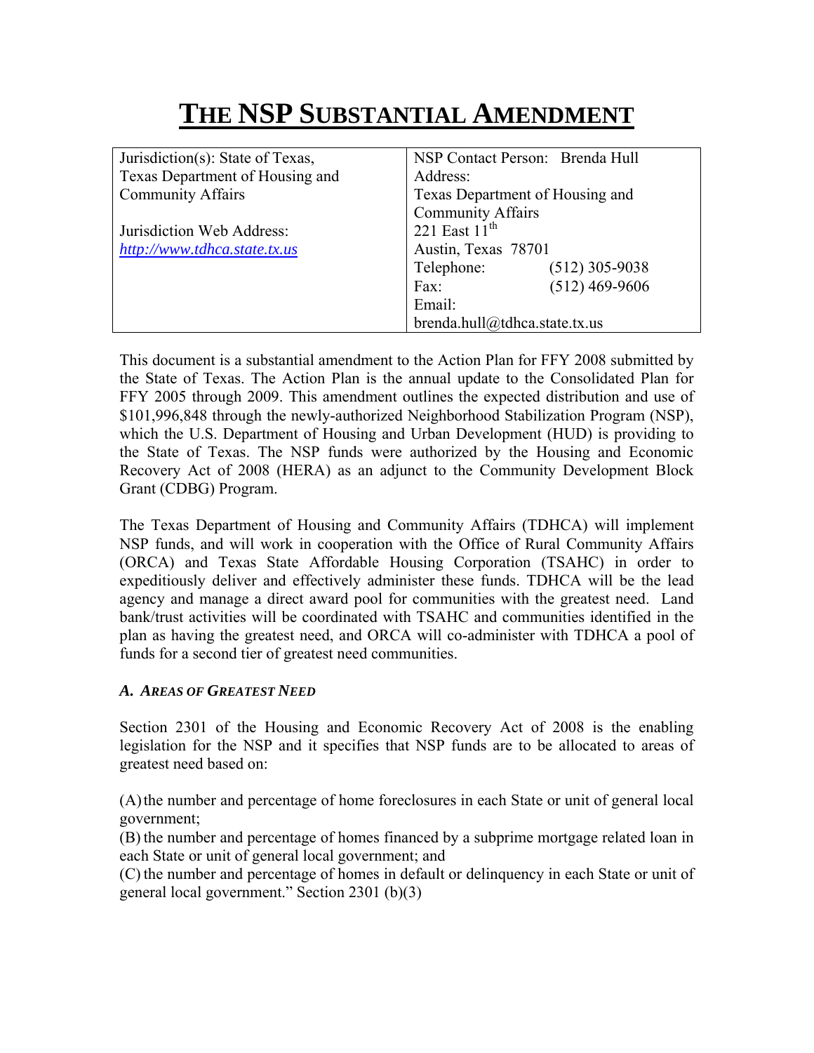# THE NSP SUBSTANTIAL AMENDMENT

| Jurisdiction(s): State of Texas, Texas Department of Housing and Community Affairs<br><br>Jurisdiction Web Address: [http://www.tdhca.state.tx.us](http://www.tdhca.state.tx.us) | NSP Contact Person: Brenda Hull<br>Address:<br>Texas Department of Housing and Community Affairs<br>221 East 11th<br>Austin, Texas 78701<br>Telephone: (512) 305-9038<br>Fax: (512) 469-9606<br>Email:<br>brenda.hull@tdhca.state.tx.us |
|---|---|

This document is a substantial amendment to the Action Plan for FFY 2008 submitted by the State of Texas. The Action Plan is the annual update to the Consolidated Plan for FFY 2005 through 2009. This amendment outlines the expected distribution and use of $101,996,848 through the newly-authorized Neighborhood Stabilization Program (NSP), which the U.S. Department of Housing and Urban Development (HUD) is providing to the State of Texas. The NSP funds were authorized by the Housing and Economic Recovery Act of 2008 (HERA) as an adjunct to the Community Development Block Grant (CDBG) Program.

The Texas Department of Housing and Community Affairs (TDHCA) will implement NSP funds, and will work in cooperation with the Office of Rural Community Affairs (ORCA) and Texas State Affordable Housing Corporation (TSAHC) in order to expeditiously deliver and effectively administer these funds. TDHCA will be the lead agency and manage a direct award pool for communities with the greatest need. Land bank/trust activities will be coordinated with TSAHC and communities identified in the plan as having the greatest need, and ORCA will co-administer with TDHCA a pool of funds for a second tier of greatest need communities.

### *A. AREAS OF GREATEST NEED*

Section 2301 of the Housing and Economic Recovery Act of 2008 is the enabling legislation for the NSP and it specifies that NSP funds are to be allocated to areas of greatest need based on:

(A) the number and percentage of home foreclosures in each State or unit of general local government;
(B) the number and percentage of homes financed by a subprime mortgage related loan in each State or unit of general local government; and
(C) the number and percentage of homes in default or delinquency in each State or unit of general local government." Section 2301 (b)(3)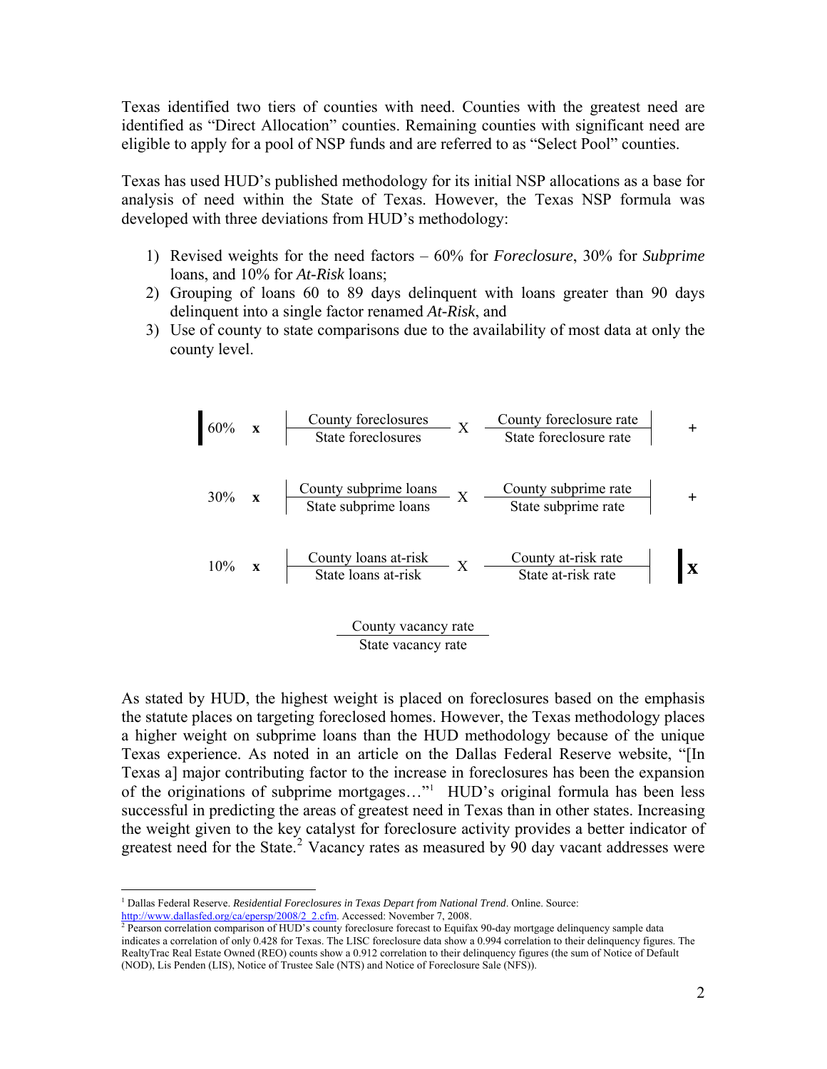Texas identified two tiers of counties with need. Counties with the greatest need are identified as "Direct Allocation" counties. Remaining counties with significant need are eligible to apply for a pool of NSP funds and are referred to as "Select Pool" counties.

Texas has used HUD's published methodology for its initial NSP allocations as a base for analysis of need within the State of Texas. However, the Texas NSP formula was developed with three deviations from HUD's methodology:

1) Revised weights for the need factors – 60% for *Foreclosure*, 30% for *Subprime* loans, and 10% for *At-Risk* loans;
2) Grouping of loans 60 to 89 days delinquent with loans greater than 90 days delinquent into a single factor renamed *At-Risk*, and
3) Use of county to state comparisons due to the availability of most data at only the county level.

$$\left[ 60\% \times \frac{\text{County foreclosures}}{\text{State foreclosures}} \times \frac{\text{County foreclosure rate}}{\text{State foreclosure rate}} + 30\% \times \frac{\text{County subprime loans}}{\text{State subprime loans}} \times \frac{\text{County subprime rate}}{\text{State subprime rate}} + 10\% \times \frac{\text{County loans at-risk}}{\text{State loans at-risk}} \times \frac{\text{County at-risk rate}}{\text{State at-risk rate}} \right] \times \frac{\text{County vacancy rate}}{\text{State vacancy rate}}$$

As stated by HUD, the highest weight is placed on foreclosures based on the emphasis the statute places on targeting foreclosed homes. However, the Texas methodology places a higher weight on subprime loans than the HUD methodology because of the unique Texas experience. As noted in an article on the Dallas Federal Reserve website, "[In Texas a] major contributing factor to the increase in foreclosures has been the expansion of the originations of subprime mortgages…"[1] HUD's original formula has been less successful in predicting the areas of greatest need in Texas than in other states. Increasing the weight given to the key catalyst for foreclosure activity provides a better indicator of greatest need for the State.[2] Vacancy rates as measured by 90 day vacant addresses were

---

[1] Dallas Federal Reserve. *Residential Foreclosures in Texas Depart from National Trend*. Online. Source: http://www.dallasfed.org/ca/epersp/2008/2_2.cfm. Accessed: November 7, 2008.

[2] Pearson correlation comparison of HUD's county foreclosure forecast to Equifax 90-day mortgage delinquency sample data indicates a correlation of only 0.428 for Texas. The LISC foreclosure data show a 0.994 correlation to their delinquency figures. The RealtyTrac Real Estate Owned (REO) counts show a 0.912 correlation to their delinquency figures (the sum of Notice of Default (NOD), Lis Penden (LIS), Notice of Trustee Sale (NTS) and Notice of Foreclosure Sale (NFS)).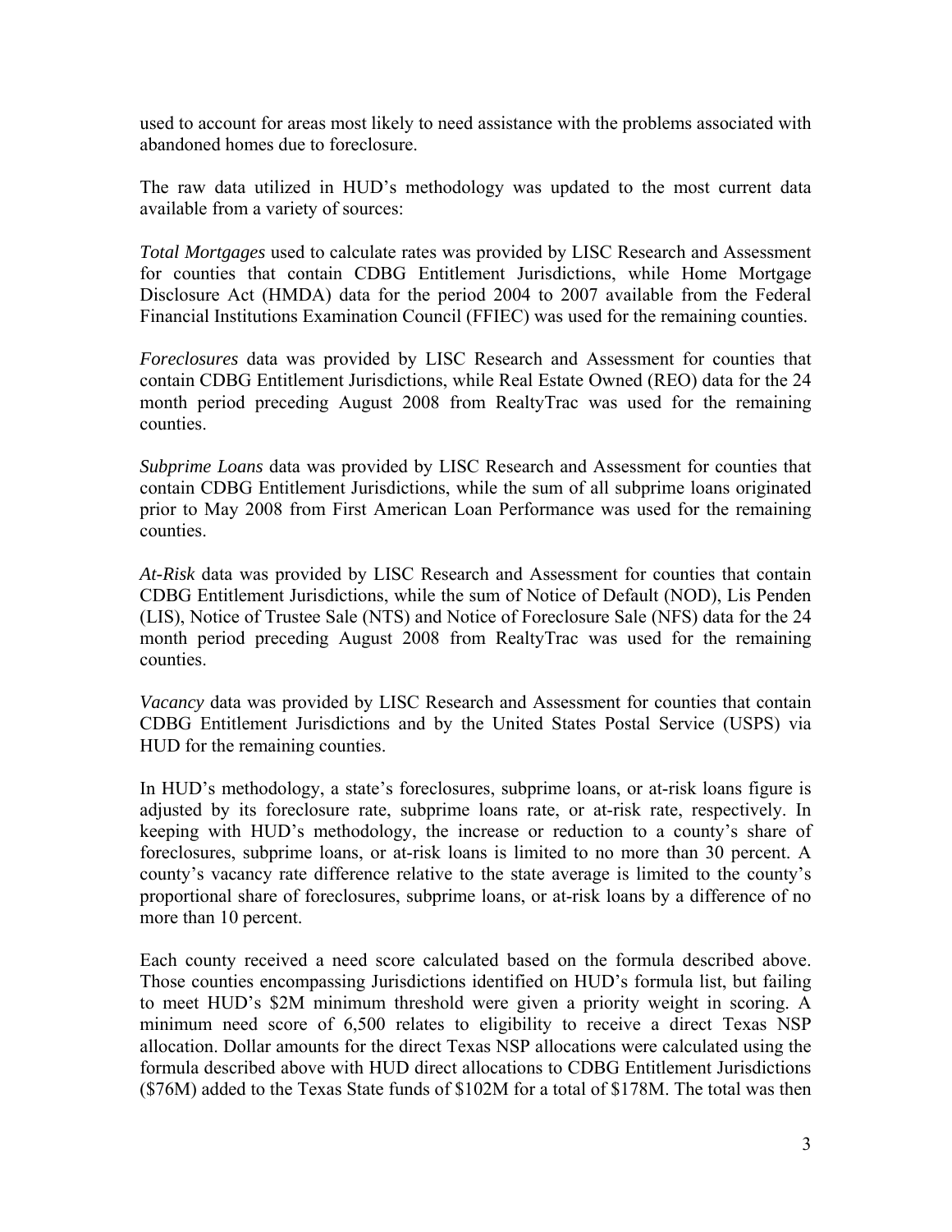used to account for areas most likely to need assistance with the problems associated with abandoned homes due to foreclosure.

The raw data utilized in HUD's methodology was updated to the most current data available from a variety of sources:

*Total Mortgages* used to calculate rates was provided by LISC Research and Assessment for counties that contain CDBG Entitlement Jurisdictions, while Home Mortgage Disclosure Act (HMDA) data for the period 2004 to 2007 available from the Federal Financial Institutions Examination Council (FFIEC) was used for the remaining counties.

*Foreclosures* data was provided by LISC Research and Assessment for counties that contain CDBG Entitlement Jurisdictions, while Real Estate Owned (REO) data for the 24 month period preceding August 2008 from RealtyTrac was used for the remaining counties.

*Subprime Loans* data was provided by LISC Research and Assessment for counties that contain CDBG Entitlement Jurisdictions, while the sum of all subprime loans originated prior to May 2008 from First American Loan Performance was used for the remaining counties.

*At-Risk* data was provided by LISC Research and Assessment for counties that contain CDBG Entitlement Jurisdictions, while the sum of Notice of Default (NOD), Lis Penden (LIS), Notice of Trustee Sale (NTS) and Notice of Foreclosure Sale (NFS) data for the 24 month period preceding August 2008 from RealtyTrac was used for the remaining counties.

*Vacancy* data was provided by LISC Research and Assessment for counties that contain CDBG Entitlement Jurisdictions and by the United States Postal Service (USPS) via HUD for the remaining counties.

In HUD's methodology, a state's foreclosures, subprime loans, or at-risk loans figure is adjusted by its foreclosure rate, subprime loans rate, or at-risk rate, respectively. In keeping with HUD's methodology, the increase or reduction to a county's share of foreclosures, subprime loans, or at-risk loans is limited to no more than 30 percent. A county's vacancy rate difference relative to the state average is limited to the county's proportional share of foreclosures, subprime loans, or at-risk loans by a difference of no more than 10 percent.

Each county received a need score calculated based on the formula described above. Those counties encompassing Jurisdictions identified on HUD's formula list, but failing to meet HUD's $2M minimum threshold were given a priority weight in scoring. A minimum need score of 6,500 relates to eligibility to receive a direct Texas NSP allocation. Dollar amounts for the direct Texas NSP allocations were calculated using the formula described above with HUD direct allocations to CDBG Entitlement Jurisdictions ($76M) added to the Texas State funds of $102M for a total of $178M. The total was then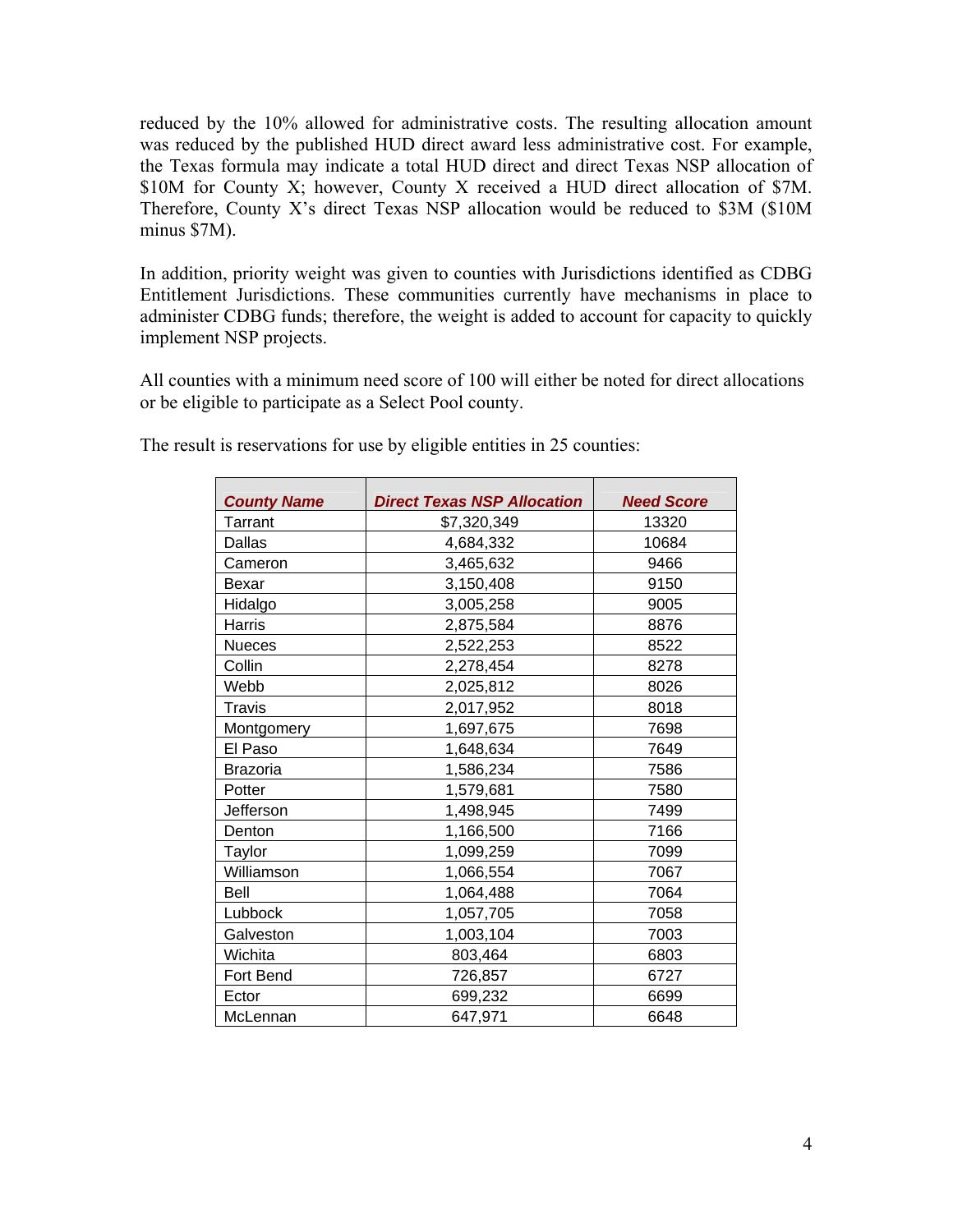reduced by the 10% allowed for administrative costs. The resulting allocation amount was reduced by the published HUD direct award less administrative cost. For example, the Texas formula may indicate a total HUD direct and direct Texas NSP allocation of $10M for County X; however, County X received a HUD direct allocation of $7M. Therefore, County X's direct Texas NSP allocation would be reduced to $3M ($10M minus $7M).

In addition, priority weight was given to counties with Jurisdictions identified as CDBG Entitlement Jurisdictions. These communities currently have mechanisms in place to administer CDBG funds; therefore, the weight is added to account for capacity to quickly implement NSP projects.

All counties with a minimum need score of 100 will either be noted for direct allocations or be eligible to participate as a Select Pool county.

The result is reservations for use by eligible entities in 25 counties:

| ***County Name*** | ***Direct Texas NSP Allocation*** | ***Need Score*** |
|---|---|---|
| Tarrant | $7,320,349 | 13320 |
| Dallas | 4,684,332 | 10684 |
| Cameron | 3,465,632 | 9466 |
| Bexar | 3,150,408 | 9150 |
| Hidalgo | 3,005,258 | 9005 |
| Harris | 2,875,584 | 8876 |
| Nueces | 2,522,253 | 8522 |
| Collin | 2,278,454 | 8278 |
| Webb | 2,025,812 | 8026 |
| Travis | 2,017,952 | 8018 |
| Montgomery | 1,697,675 | 7698 |
| El Paso | 1,648,634 | 7649 |
| Brazoria | 1,586,234 | 7586 |
| Potter | 1,579,681 | 7580 |
| Jefferson | 1,498,945 | 7499 |
| Denton | 1,166,500 | 7166 |
| Taylor | 1,099,259 | 7099 |
| Williamson | 1,066,554 | 7067 |
| Bell | 1,064,488 | 7064 |
| Lubbock | 1,057,705 | 7058 |
| Galveston | 1,003,104 | 7003 |
| Wichita | 803,464 | 6803 |
| Fort Bend | 726,857 | 6727 |
| Ector | 699,232 | 6699 |
| McLennan | 647,971 | 6648 |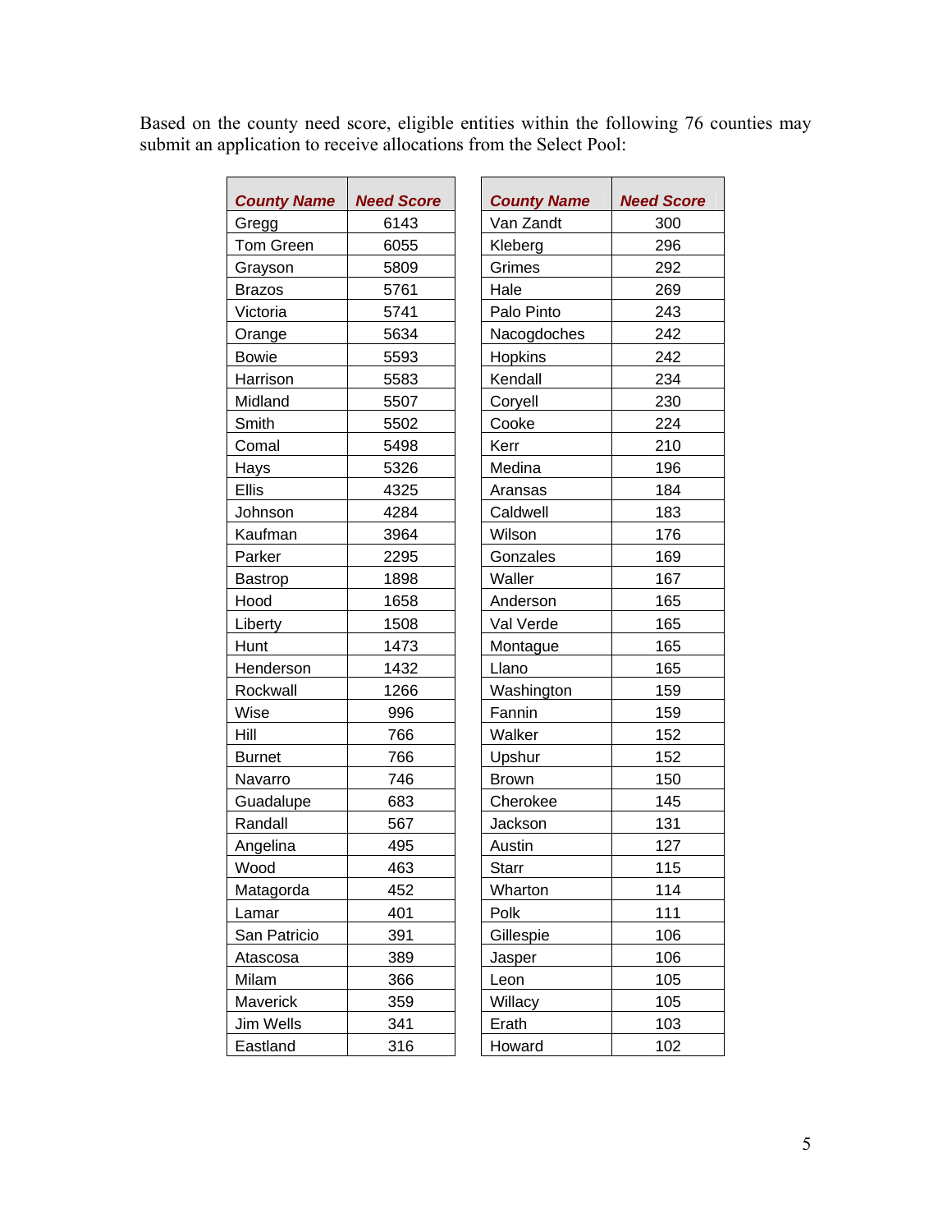Based on the county need score, eligible entities within the following 76 counties may submit an application to receive allocations from the Select Pool:

| County Name | Need Score |
|---|---|
| Gregg | 6143 |
| Tom Green | 6055 |
| Grayson | 5809 |
| Brazos | 5761 |
| Victoria | 5741 |
| Orange | 5634 |
| Bowie | 5593 |
| Harrison | 5583 |
| Midland | 5507 |
| Smith | 5502 |
| Comal | 5498 |
| Hays | 5326 |
| Ellis | 4325 |
| Johnson | 4284 |
| Kaufman | 3964 |
| Parker | 2295 |
| Bastrop | 1898 |
| Hood | 1658 |
| Liberty | 1508 |
| Hunt | 1473 |
| Henderson | 1432 |
| Rockwall | 1266 |
| Wise | 996 |
| Hill | 766 |
| Burnet | 766 |
| Navarro | 746 |
| Guadalupe | 683 |
| Randall | 567 |
| Angelina | 495 |
| Wood | 463 |
| Matagorda | 452 |
| Lamar | 401 |
| San Patricio | 391 |
| Atascosa | 389 |
| Milam | 366 |
| Maverick | 359 |
| Jim Wells | 341 |
| Eastland | 316 |

| County Name | Need Score |
|---|---|
| Van Zandt | 300 |
| Kleberg | 296 |
| Grimes | 292 |
| Hale | 269 |
| Palo Pinto | 243 |
| Nacogdoches | 242 |
| Hopkins | 242 |
| Kendall | 234 |
| Coryell | 230 |
| Cooke | 224 |
| Kerr | 210 |
| Medina | 196 |
| Aransas | 184 |
| Caldwell | 183 |
| Wilson | 176 |
| Gonzales | 169 |
| Waller | 167 |
| Anderson | 165 |
| Val Verde | 165 |
| Montague | 165 |
| Llano | 165 |
| Washington | 159 |
| Fannin | 159 |
| Walker | 152 |
| Upshur | 152 |
| Brown | 150 |
| Cherokee | 145 |
| Jackson | 131 |
| Austin | 127 |
| Starr | 115 |
| Wharton | 114 |
| Polk | 111 |
| Gillespie | 106 |
| Jasper | 106 |
| Leon | 105 |
| Willacy | 105 |
| Erath | 103 |
| Howard | 102 |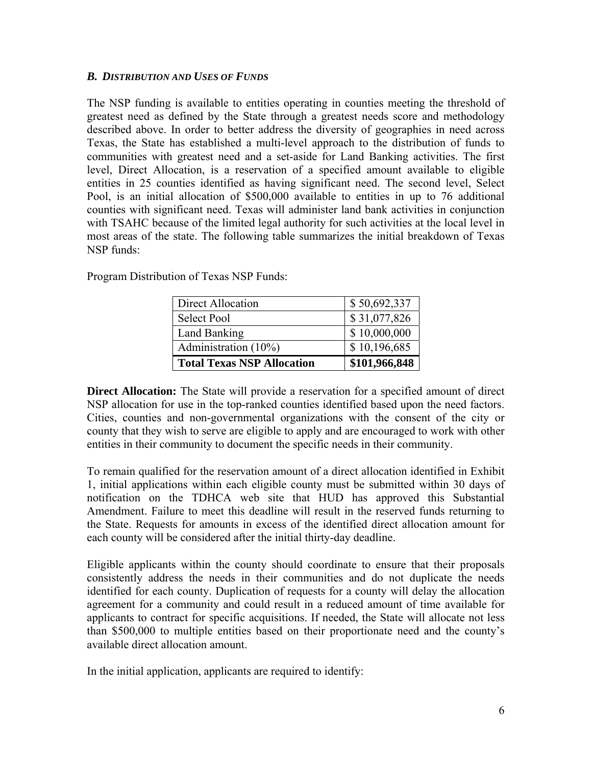### *B. Distribution and Uses of Funds*

The NSP funding is available to entities operating in counties meeting the threshold of greatest need as defined by the State through a greatest needs score and methodology described above. In order to better address the diversity of geographies in need across Texas, the State has established a multi-level approach to the distribution of funds to communities with greatest need and a set-aside for Land Banking activities. The first level, Direct Allocation, is a reservation of a specified amount available to eligible entities in 25 counties identified as having significant need. The second level, Select Pool, is an initial allocation of $500,000 available to entities in up to 76 additional counties with significant need. Texas will administer land bank activities in conjunction with TSAHC because of the limited legal authority for such activities at the local level in most areas of the state. The following table summarizes the initial breakdown of Texas NSP funds:

Program Distribution of Texas NSP Funds:

| | |
|---|---|
| Direct Allocation | $ 50,692,337 |
| Select Pool | $ 31,077,826 |
| Land Banking | $ 10,000,000 |
| Administration (10%) | $ 10,196,685 |
| **Total Texas NSP Allocation** | **$101,966,848** |

**Direct Allocation:** The State will provide a reservation for a specified amount of direct NSP allocation for use in the top-ranked counties identified based upon the need factors. Cities, counties and non-governmental organizations with the consent of the city or county that they wish to serve are eligible to apply and are encouraged to work with other entities in their community to document the specific needs in their community.

To remain qualified for the reservation amount of a direct allocation identified in Exhibit 1, initial applications within each eligible county must be submitted within 30 days of notification on the TDHCA web site that HUD has approved this Substantial Amendment. Failure to meet this deadline will result in the reserved funds returning to the State. Requests for amounts in excess of the identified direct allocation amount for each county will be considered after the initial thirty-day deadline.

Eligible applicants within the county should coordinate to ensure that their proposals consistently address the needs in their communities and do not duplicate the needs identified for each county. Duplication of requests for a county will delay the allocation agreement for a community and could result in a reduced amount of time available for applicants to contract for specific acquisitions. If needed, the State will allocate not less than $500,000 to multiple entities based on their proportionate need and the county's available direct allocation amount.

In the initial application, applicants are required to identify: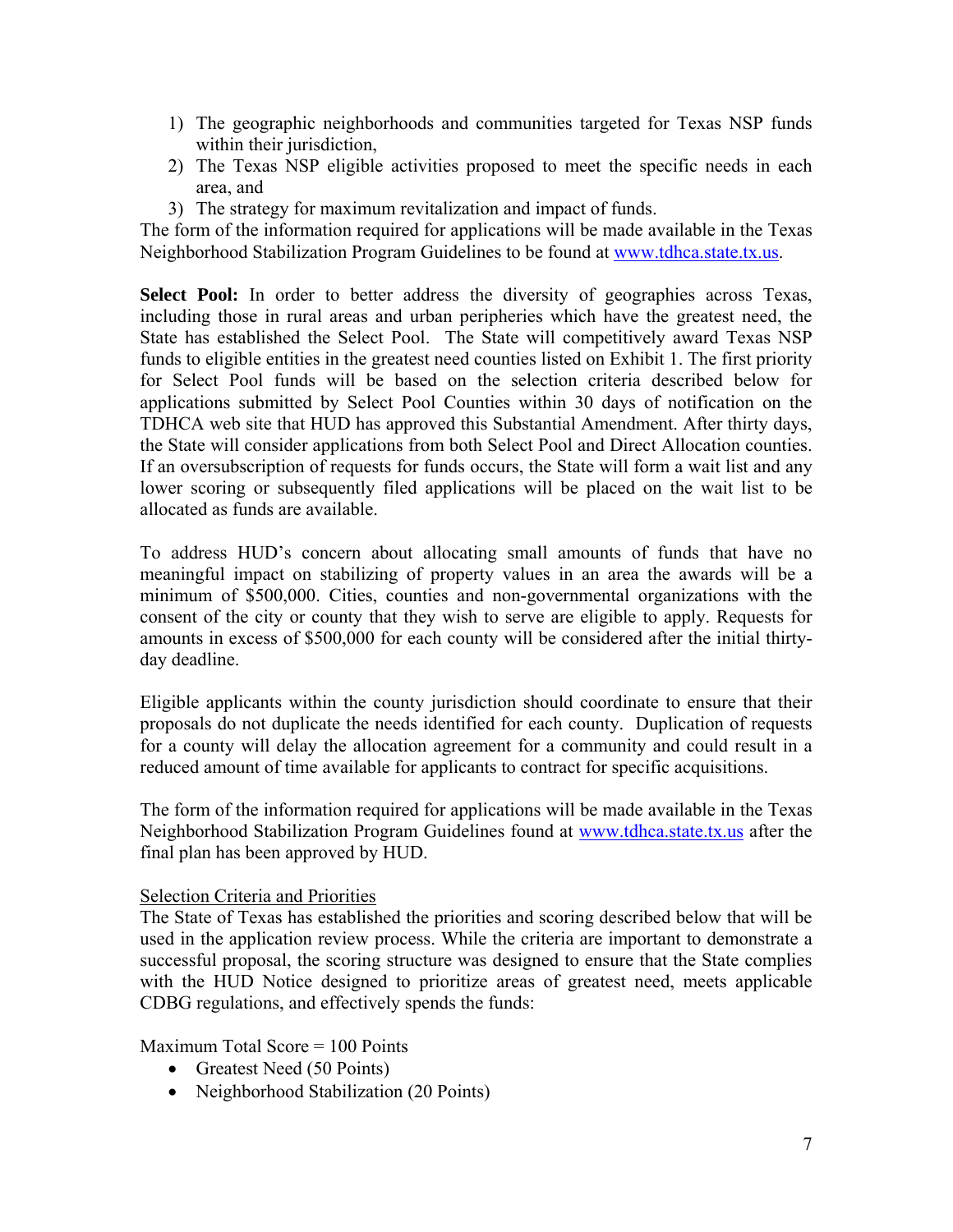1) The geographic neighborhoods and communities targeted for Texas NSP funds within their jurisdiction,
2) The Texas NSP eligible activities proposed to meet the specific needs in each area, and
3) The strategy for maximum revitalization and impact of funds.

The form of the information required for applications will be made available in the Texas Neighborhood Stabilization Program Guidelines to be found at www.tdhca.state.tx.us.

**Select Pool:** In order to better address the diversity of geographies across Texas, including those in rural areas and urban peripheries which have the greatest need, the State has established the Select Pool. The State will competitively award Texas NSP funds to eligible entities in the greatest need counties listed on Exhibit 1. The first priority for Select Pool funds will be based on the selection criteria described below for applications submitted by Select Pool Counties within 30 days of notification on the TDHCA web site that HUD has approved this Substantial Amendment. After thirty days, the State will consider applications from both Select Pool and Direct Allocation counties. If an oversubscription of requests for funds occurs, the State will form a wait list and any lower scoring or subsequently filed applications will be placed on the wait list to be allocated as funds are available.

To address HUD's concern about allocating small amounts of funds that have no meaningful impact on stabilizing of property values in an area the awards will be a minimum of $500,000. Cities, counties and non-governmental organizations with the consent of the city or county that they wish to serve are eligible to apply. Requests for amounts in excess of $500,000 for each county will be considered after the initial thirty-day deadline.

Eligible applicants within the county jurisdiction should coordinate to ensure that their proposals do not duplicate the needs identified for each county. Duplication of requests for a county will delay the allocation agreement for a community and could result in a reduced amount of time available for applicants to contract for specific acquisitions.

The form of the information required for applications will be made available in the Texas Neighborhood Stabilization Program Guidelines found at www.tdhca.state.tx.us after the final plan has been approved by HUD.

Selection Criteria and Priorities

The State of Texas has established the priorities and scoring described below that will be used in the application review process. While the criteria are important to demonstrate a successful proposal, the scoring structure was designed to ensure that the State complies with the HUD Notice designed to prioritize areas of greatest need, meets applicable CDBG regulations, and effectively spends the funds:

Maximum Total Score = 100 Points

- Greatest Need (50 Points)
- Neighborhood Stabilization (20 Points)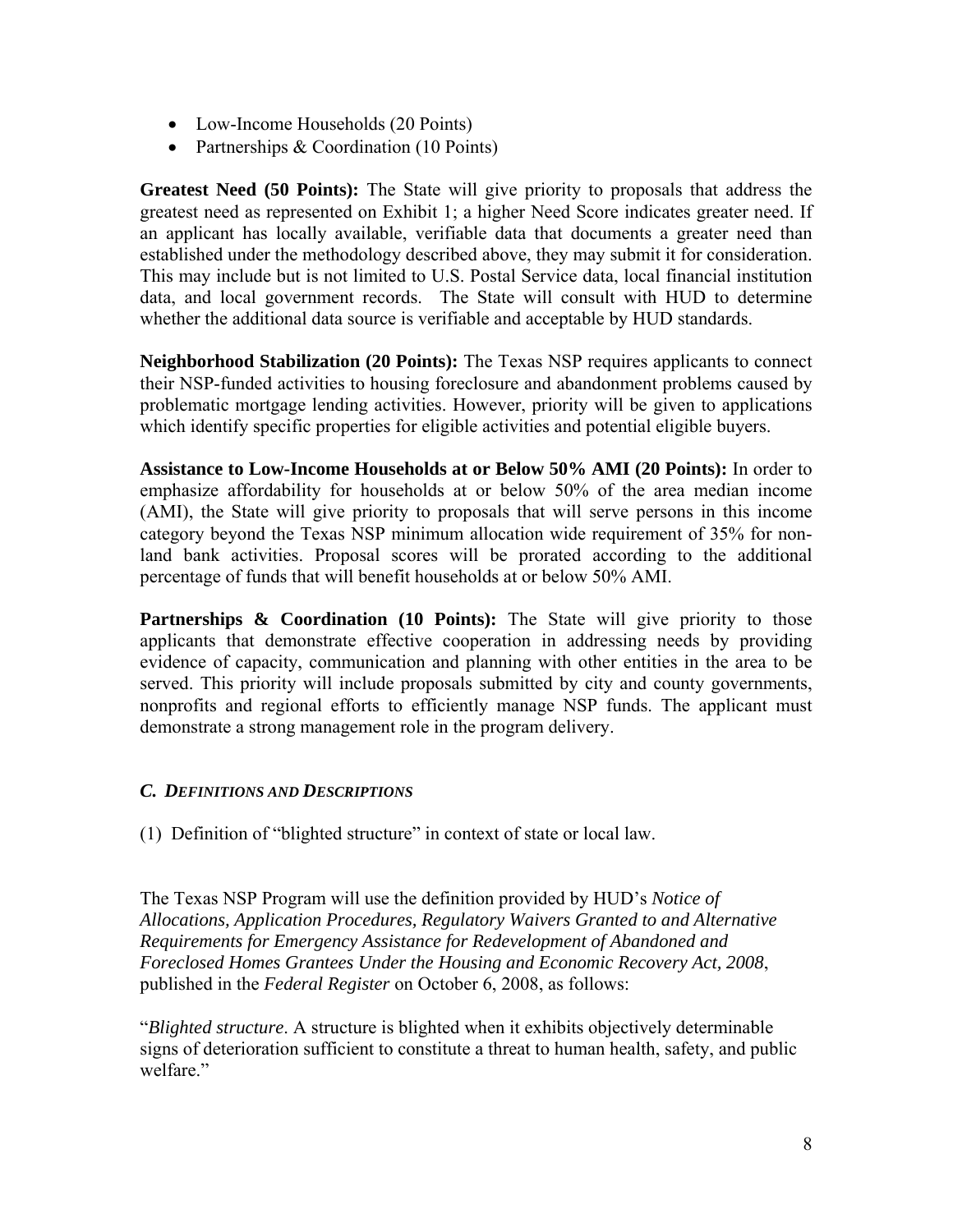- Low-Income Households (20 Points)
- Partnerships & Coordination (10 Points)

**Greatest Need (50 Points):** The State will give priority to proposals that address the greatest need as represented on Exhibit 1; a higher Need Score indicates greater need. If an applicant has locally available, verifiable data that documents a greater need than established under the methodology described above, they may submit it for consideration. This may include but is not limited to U.S. Postal Service data, local financial institution data, and local government records. The State will consult with HUD to determine whether the additional data source is verifiable and acceptable by HUD standards.

**Neighborhood Stabilization (20 Points):** The Texas NSP requires applicants to connect their NSP-funded activities to housing foreclosure and abandonment problems caused by problematic mortgage lending activities. However, priority will be given to applications which identify specific properties for eligible activities and potential eligible buyers.

**Assistance to Low-Income Households at or Below 50% AMI (20 Points):** In order to emphasize affordability for households at or below 50% of the area median income (AMI), the State will give priority to proposals that will serve persons in this income category beyond the Texas NSP minimum allocation wide requirement of 35% for non-land bank activities. Proposal scores will be prorated according to the additional percentage of funds that will benefit households at or below 50% AMI.

**Partnerships & Coordination (10 Points):** The State will give priority to those applicants that demonstrate effective cooperation in addressing needs by providing evidence of capacity, communication and planning with other entities in the area to be served. This priority will include proposals submitted by city and county governments, nonprofits and regional efforts to efficiently manage NSP funds. The applicant must demonstrate a strong management role in the program delivery.

### *C. DEFINITIONS AND DESCRIPTIONS*

(1) Definition of "blighted structure" in context of state or local law.

The Texas NSP Program will use the definition provided by HUD's *Notice of Allocations, Application Procedures, Regulatory Waivers Granted to and Alternative Requirements for Emergency Assistance for Redevelopment of Abandoned and Foreclosed Homes Grantees Under the Housing and Economic Recovery Act, 2008*, published in the *Federal Register* on October 6, 2008, as follows:

"*Blighted structure*. A structure is blighted when it exhibits objectively determinable signs of deterioration sufficient to constitute a threat to human health, safety, and public welfare."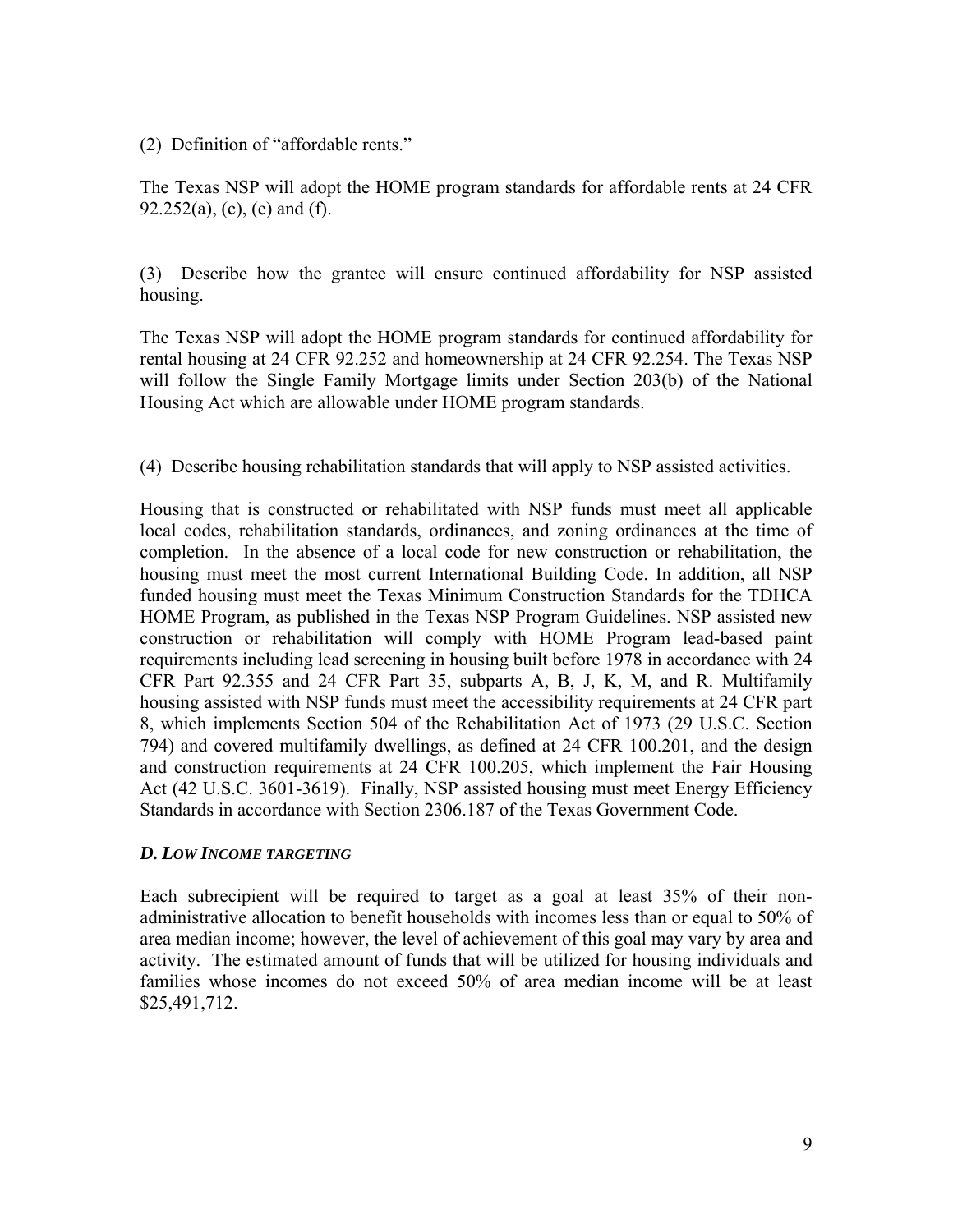(2) Definition of “affordable rents.”

The Texas NSP will adopt the HOME program standards for affordable rents at 24 CFR 92.252(a), (c), (e) and (f).

(3) Describe how the grantee will ensure continued affordability for NSP assisted housing.

The Texas NSP will adopt the HOME program standards for continued affordability for rental housing at 24 CFR 92.252 and homeownership at 24 CFR 92.254. The Texas NSP will follow the Single Family Mortgage limits under Section 203(b) of the National Housing Act which are allowable under HOME program standards.

(4) Describe housing rehabilitation standards that will apply to NSP assisted activities.

Housing that is constructed or rehabilitated with NSP funds must meet all applicable local codes, rehabilitation standards, ordinances, and zoning ordinances at the time of completion. In the absence of a local code for new construction or rehabilitation, the housing must meet the most current International Building Code. In addition, all NSP funded housing must meet the Texas Minimum Construction Standards for the TDHCA HOME Program, as published in the Texas NSP Program Guidelines. NSP assisted new construction or rehabilitation will comply with HOME Program lead-based paint requirements including lead screening in housing built before 1978 in accordance with 24 CFR Part 92.355 and 24 CFR Part 35, subparts A, B, J, K, M, and R. Multifamily housing assisted with NSP funds must meet the accessibility requirements at 24 CFR part 8, which implements Section 504 of the Rehabilitation Act of 1973 (29 U.S.C. Section 794) and covered multifamily dwellings, as defined at 24 CFR 100.201, and the design and construction requirements at 24 CFR 100.205, which implement the Fair Housing Act (42 U.S.C. 3601-3619). Finally, NSP assisted housing must meet Energy Efficiency Standards in accordance with Section 2306.187 of the Texas Government Code.

### *D. LOW INCOME TARGETING*

Each subrecipient will be required to target as a goal at least 35% of their non-administrative allocation to benefit households with incomes less than or equal to 50% of area median income; however, the level of achievement of this goal may vary by area and activity. The estimated amount of funds that will be utilized for housing individuals and families whose incomes do not exceed 50% of area median income will be at least \$25,491,712.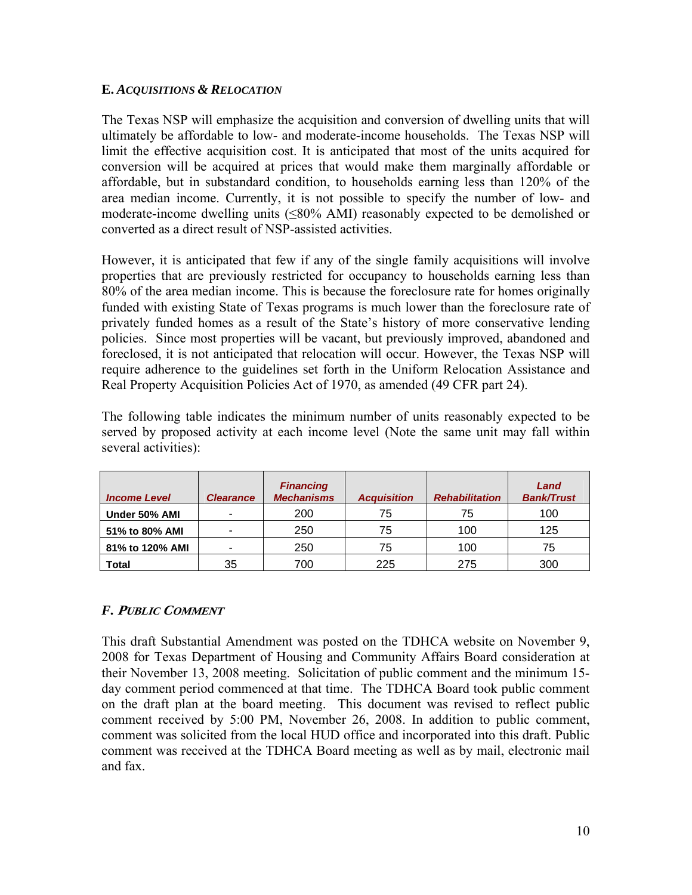### E. *Acquisitions & Relocation*

The Texas NSP will emphasize the acquisition and conversion of dwelling units that will ultimately be affordable to low- and moderate-income households. The Texas NSP will limit the effective acquisition cost. It is anticipated that most of the units acquired for conversion will be acquired at prices that would make them marginally affordable or affordable, but in substandard condition, to households earning less than 120% of the area median income. Currently, it is not possible to specify the number of low- and moderate-income dwelling units (≤80% AMI) reasonably expected to be demolished or converted as a direct result of NSP-assisted activities.

However, it is anticipated that few if any of the single family acquisitions will involve properties that are previously restricted for occupancy to households earning less than 80% of the area median income. This is because the foreclosure rate for homes originally funded with existing State of Texas programs is much lower than the foreclosure rate of privately funded homes as a result of the State's history of more conservative lending policies. Since most properties will be vacant, but previously improved, abandoned and foreclosed, it is not anticipated that relocation will occur. However, the Texas NSP will require adherence to the guidelines set forth in the Uniform Relocation Assistance and Real Property Acquisition Policies Act of 1970, as amended (49 CFR part 24).

The following table indicates the minimum number of units reasonably expected to be served by proposed activity at each income level (Note the same unit may fall within several activities):

| *Income Level* | *Clearance* | *Financing Mechanisms* | *Acquisition* | *Rehabilitation* | *Land Bank/Trust* |
|---|---|---|---|---|---|
| **Under 50% AMI** | - | 200 | 75 | 75 | 100 |
| **51% to 80% AMI** | - | 250 | 75 | 100 | 125 |
| **81% to 120% AMI** | - | 250 | 75 | 100 | 75 |
| **Total** | 35 | 700 | 225 | 275 | 300 |

### F. *Public Comment*

This draft Substantial Amendment was posted on the TDHCA website on November 9, 2008 for Texas Department of Housing and Community Affairs Board consideration at their November 13, 2008 meeting. Solicitation of public comment and the minimum 15-day comment period commenced at that time. The TDHCA Board took public comment on the draft plan at the board meeting. This document was revised to reflect public comment received by 5:00 PM, November 26, 2008. In addition to public comment, comment was solicited from the local HUD office and incorporated into this draft. Public comment was received at the TDHCA Board meeting as well as by mail, electronic mail and fax.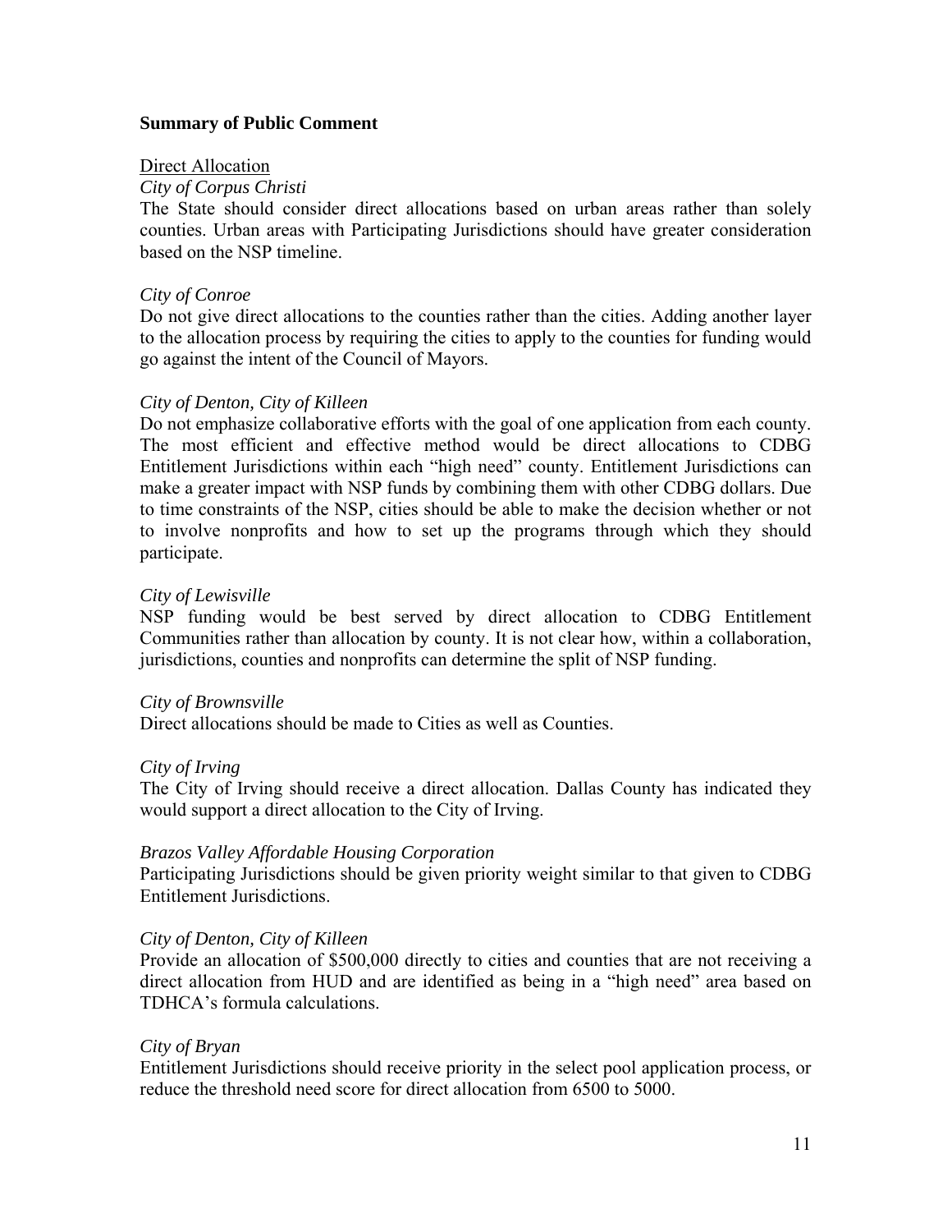**Summary of Public Comment**

Direct Allocation

*City of Corpus Christi*

The State should consider direct allocations based on urban areas rather than solely counties. Urban areas with Participating Jurisdictions should have greater consideration based on the NSP timeline.

*City of Conroe*

Do not give direct allocations to the counties rather than the cities. Adding another layer to the allocation process by requiring the cities to apply to the counties for funding would go against the intent of the Council of Mayors.

*City of Denton, City of Killeen*

Do not emphasize collaborative efforts with the goal of one application from each county. The most efficient and effective method would be direct allocations to CDBG Entitlement Jurisdictions within each "high need" county. Entitlement Jurisdictions can make a greater impact with NSP funds by combining them with other CDBG dollars. Due to time constraints of the NSP, cities should be able to make the decision whether or not to involve nonprofits and how to set up the programs through which they should participate.

*City of Lewisville*

NSP funding would be best served by direct allocation to CDBG Entitlement Communities rather than allocation by county. It is not clear how, within a collaboration, jurisdictions, counties and nonprofits can determine the split of NSP funding.

*City of Brownsville*

Direct allocations should be made to Cities as well as Counties.

*City of Irving*

The City of Irving should receive a direct allocation. Dallas County has indicated they would support a direct allocation to the City of Irving.

*Brazos Valley Affordable Housing Corporation*

Participating Jurisdictions should be given priority weight similar to that given to CDBG Entitlement Jurisdictions.

*City of Denton, City of Killeen*

Provide an allocation of $500,000 directly to cities and counties that are not receiving a direct allocation from HUD and are identified as being in a "high need" area based on TDHCA's formula calculations.

*City of Bryan*

Entitlement Jurisdictions should receive priority in the select pool application process, or reduce the threshold need score for direct allocation from 6500 to 5000.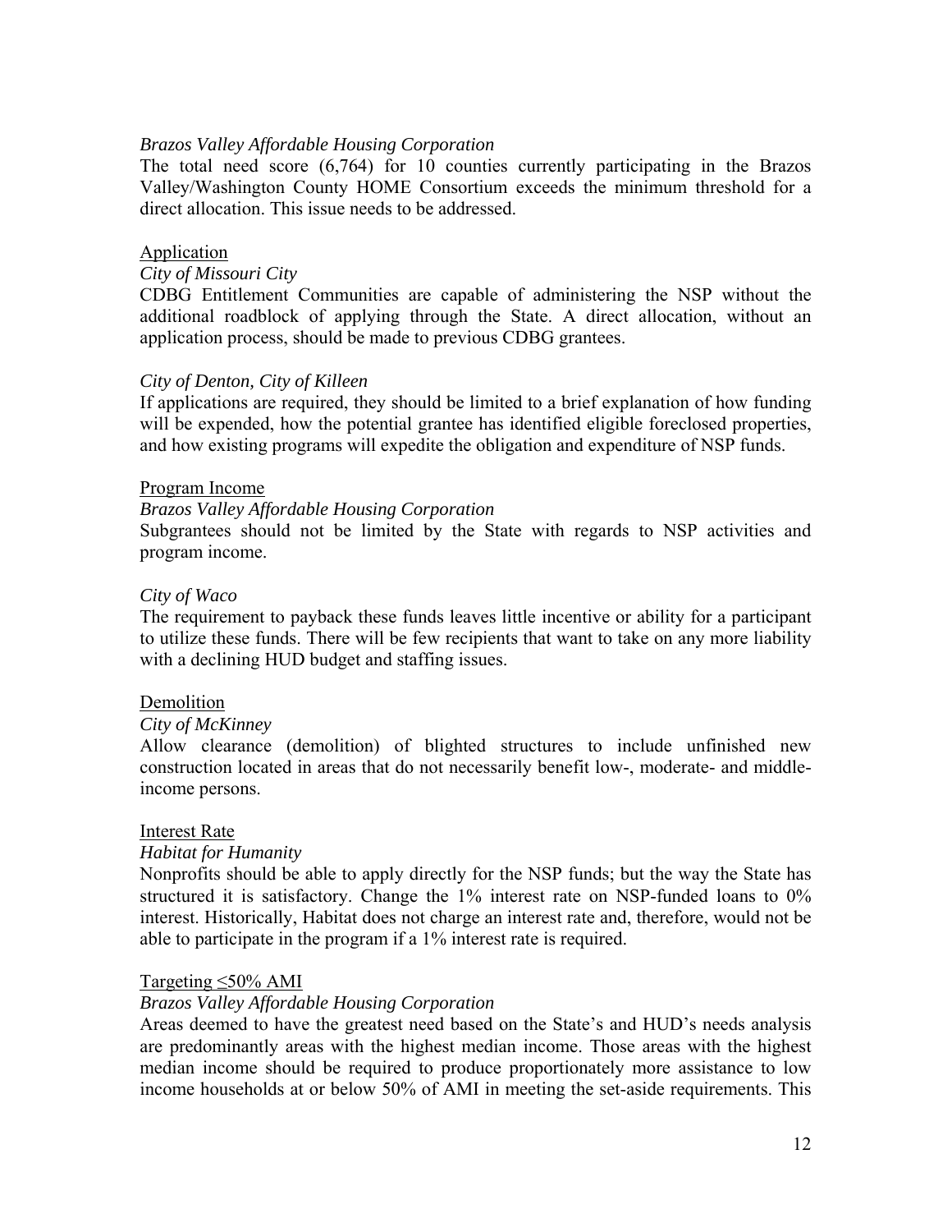*Brazos Valley Affordable Housing Corporation*
The total need score (6,764) for 10 counties currently participating in the Brazos Valley/Washington County HOME Consortium exceeds the minimum threshold for a direct allocation. This issue needs to be addressed.

<u>Application</u>

*City of Missouri City*
CDBG Entitlement Communities are capable of administering the NSP without the additional roadblock of applying through the State. A direct allocation, without an application process, should be made to previous CDBG grantees.

*City of Denton, City of Killeen*
If applications are required, they should be limited to a brief explanation of how funding will be expended, how the potential grantee has identified eligible foreclosed properties, and how existing programs will expedite the obligation and expenditure of NSP funds.

<u>Program Income</u>

*Brazos Valley Affordable Housing Corporation*
Subgrantees should not be limited by the State with regards to NSP activities and program income.

*City of Waco*
The requirement to payback these funds leaves little incentive or ability for a participant to utilize these funds. There will be few recipients that want to take on any more liability with a declining HUD budget and staffing issues.

<u>Demolition</u>

*City of McKinney*
Allow clearance (demolition) of blighted structures to include unfinished new construction located in areas that do not necessarily benefit low-, moderate- and middle-income persons.

<u>Interest Rate</u>

*Habitat for Humanity*
Nonprofits should be able to apply directly for the NSP funds; but the way the State has structured it is satisfactory. Change the 1% interest rate on NSP-funded loans to 0% interest. Historically, Habitat does not charge an interest rate and, therefore, would not be able to participate in the program if a 1% interest rate is required.

<u>Targeting ≤50% AMI</u>

*Brazos Valley Affordable Housing Corporation*
Areas deemed to have the greatest need based on the State's and HUD's needs analysis are predominantly areas with the highest median income. Those areas with the highest median income should be required to produce proportionately more assistance to low income households at or below 50% of AMI in meeting the set-aside requirements. This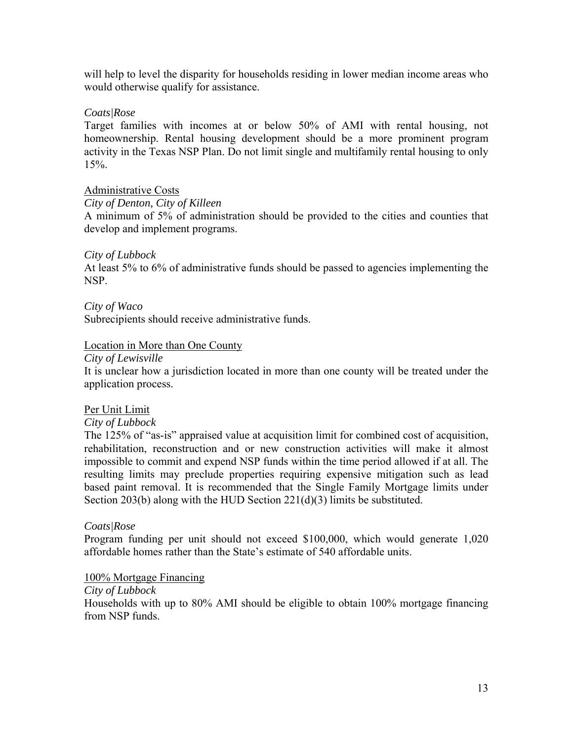will help to level the disparity for households residing in lower median income areas who would otherwise qualify for assistance.

*Coats|Rose*

Target families with incomes at or below 50% of AMI with rental housing, not homeownership. Rental housing development should be a more prominent program activity in the Texas NSP Plan. Do not limit single and multifamily rental housing to only 15%.

<u>Administrative Costs</u>

*City of Denton, City of Killeen*

A minimum of 5% of administration should be provided to the cities and counties that develop and implement programs.

*City of Lubbock*

At least 5% to 6% of administrative funds should be passed to agencies implementing the NSP.

*City of Waco*

Subrecipients should receive administrative funds.

<u>Location in More than One County</u>

*City of Lewisville*

It is unclear how a jurisdiction located in more than one county will be treated under the application process.

<u>Per Unit Limit</u>

*City of Lubbock*

The 125% of "as-is" appraised value at acquisition limit for combined cost of acquisition, rehabilitation, reconstruction and or new construction activities will make it almost impossible to commit and expend NSP funds within the time period allowed if at all. The resulting limits may preclude properties requiring expensive mitigation such as lead based paint removal. It is recommended that the Single Family Mortgage limits under Section 203(b) along with the HUD Section 221(d)(3) limits be substituted.

*Coats|Rose*

Program funding per unit should not exceed $100,000, which would generate 1,020 affordable homes rather than the State's estimate of 540 affordable units.

<u>100% Mortgage Financing</u>

*City of Lubbock*

Households with up to 80% AMI should be eligible to obtain 100% mortgage financing from NSP funds.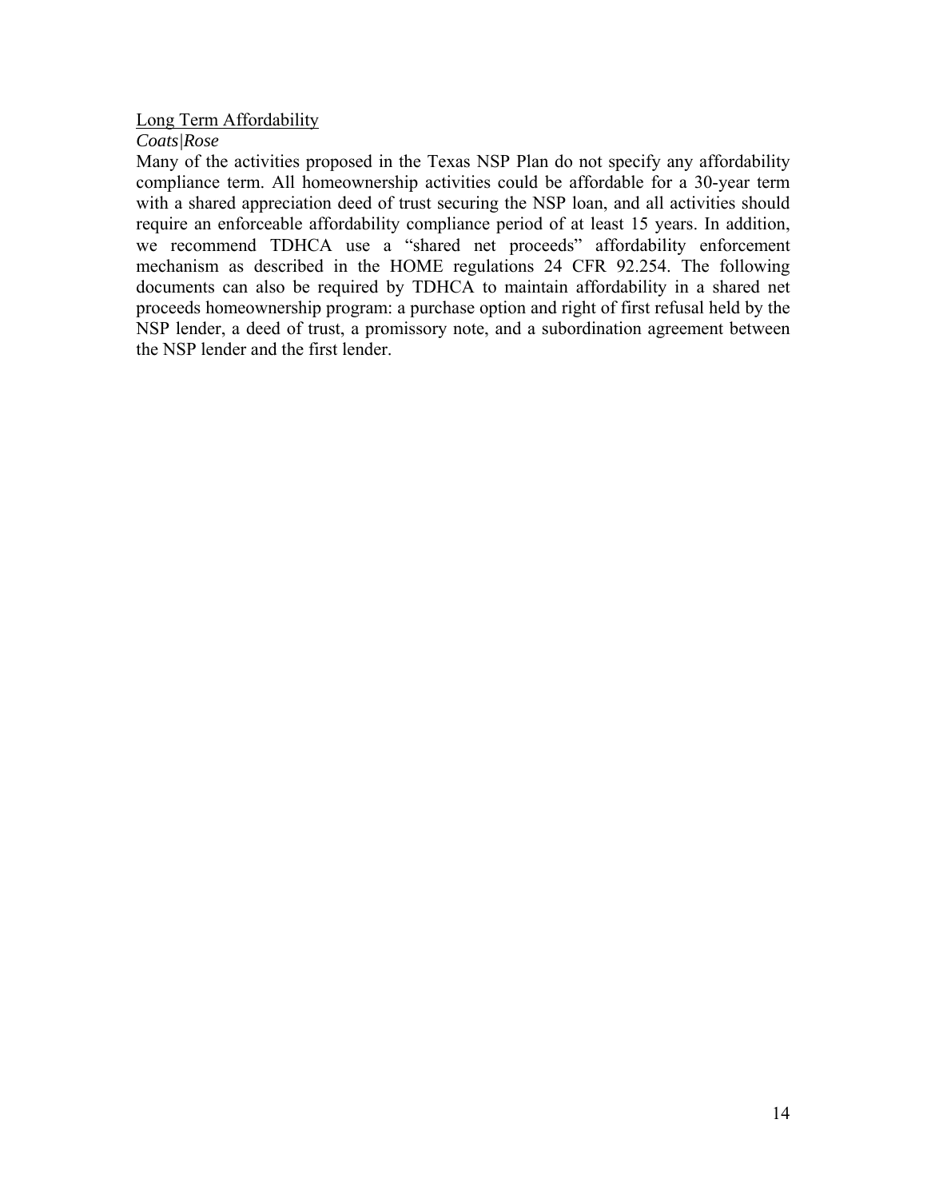Long Term Affordability

*Coats|Rose*

Many of the activities proposed in the Texas NSP Plan do not specify any affordability compliance term. All homeownership activities could be affordable for a 30-year term with a shared appreciation deed of trust securing the NSP loan, and all activities should require an enforceable affordability compliance period of at least 15 years. In addition, we recommend TDHCA use a "shared net proceeds" affordability enforcement mechanism as described in the HOME regulations 24 CFR 92.254. The following documents can also be required by TDHCA to maintain affordability in a shared net proceeds homeownership program: a purchase option and right of first refusal held by the NSP lender, a deed of trust, a promissory note, and a subordination agreement between the NSP lender and the first lender.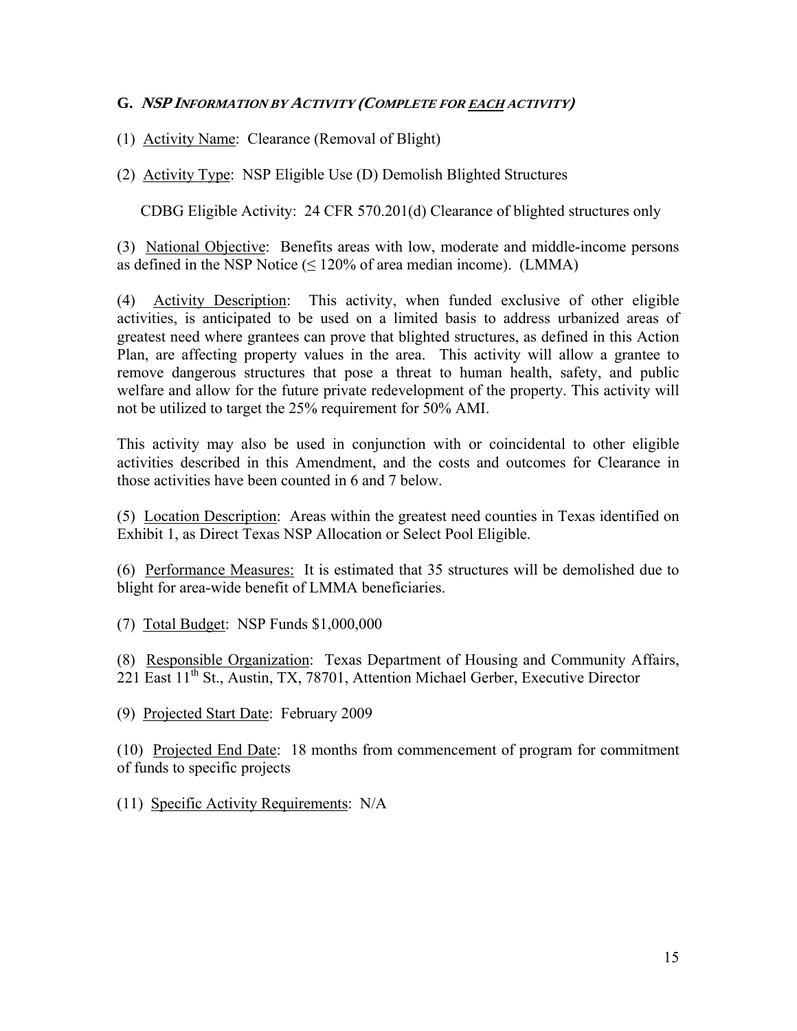## G. *NSP Information by Activity (Complete for each activity)*

(1) Activity Name: Clearance (Removal of Blight)

(2) Activity Type: NSP Eligible Use (D) Demolish Blighted Structures

CDBG Eligible Activity: 24 CFR 570.201(d) Clearance of blighted structures only

(3) National Objective: Benefits areas with low, moderate and middle-income persons as defined in the NSP Notice (≤ 120% of area median income). (LMMA)

(4) Activity Description: This activity, when funded exclusive of other eligible activities, is anticipated to be used on a limited basis to address urbanized areas of greatest need where grantees can prove that blighted structures, as defined in this Action Plan, are affecting property values in the area. This activity will allow a grantee to remove dangerous structures that pose a threat to human health, safety, and public welfare and allow for the future private redevelopment of the property. This activity will not be utilized to target the 25% requirement for 50% AMI.

This activity may also be used in conjunction with or coincidental to other eligible activities described in this Amendment, and the costs and outcomes for Clearance in those activities have been counted in 6 and 7 below.

(5) Location Description: Areas within the greatest need counties in Texas identified on Exhibit 1, as Direct Texas NSP Allocation or Select Pool Eligible.

(6) Performance Measures: It is estimated that 35 structures will be demolished due to blight for area-wide benefit of LMMA beneficiaries.

(7) Total Budget: NSP Funds $1,000,000

(8) Responsible Organization: Texas Department of Housing and Community Affairs, 221 East 11th St., Austin, TX, 78701, Attention Michael Gerber, Executive Director

(9) Projected Start Date: February 2009

(10) Projected End Date: 18 months from commencement of program for commitment of funds to specific projects

(11) Specific Activity Requirements: N/A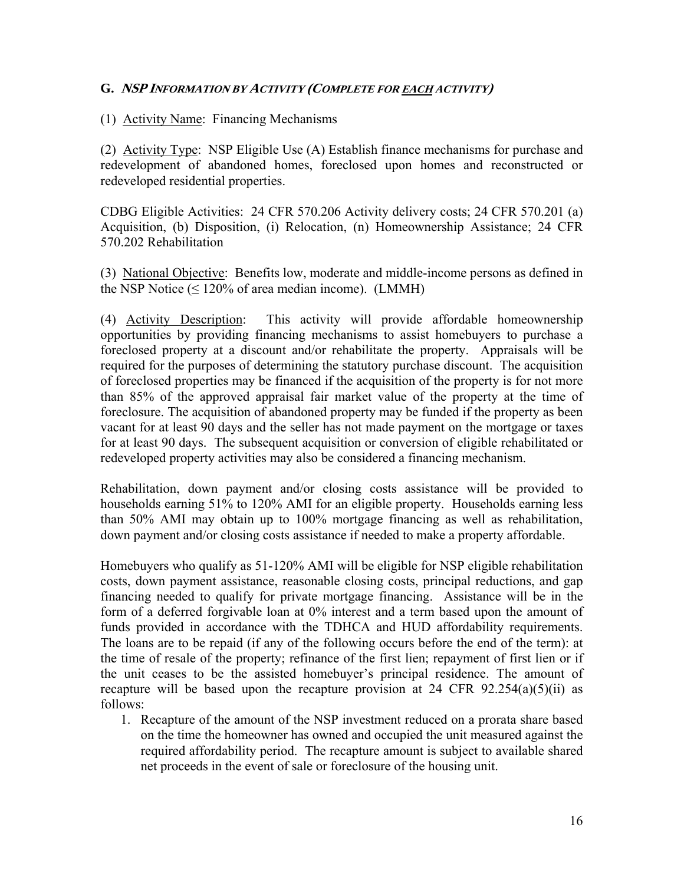## G. *NSP INFORMATION BY ACTIVITY (COMPLETE FOR EACH ACTIVITY)*

(1) Activity Name: Financing Mechanisms

(2) Activity Type: NSP Eligible Use (A) Establish finance mechanisms for purchase and redevelopment of abandoned homes, foreclosed upon homes and reconstructed or redeveloped residential properties.

CDBG Eligible Activities: 24 CFR 570.206 Activity delivery costs; 24 CFR 570.201 (a) Acquisition, (b) Disposition, (i) Relocation, (n) Homeownership Assistance; 24 CFR 570.202 Rehabilitation

(3) National Objective: Benefits low, moderate and middle-income persons as defined in the NSP Notice (≤ 120% of area median income). (LMMH)

(4) Activity Description: This activity will provide affordable homeownership opportunities by providing financing mechanisms to assist homebuyers to purchase a foreclosed property at a discount and/or rehabilitate the property. Appraisals will be required for the purposes of determining the statutory purchase discount. The acquisition of foreclosed properties may be financed if the acquisition of the property is for not more than 85% of the approved appraisal fair market value of the property at the time of foreclosure. The acquisition of abandoned property may be funded if the property as been vacant for at least 90 days and the seller has not made payment on the mortgage or taxes for at least 90 days. The subsequent acquisition or conversion of eligible rehabilitated or redeveloped property activities may also be considered a financing mechanism.

Rehabilitation, down payment and/or closing costs assistance will be provided to households earning 51% to 120% AMI for an eligible property. Households earning less than 50% AMI may obtain up to 100% mortgage financing as well as rehabilitation, down payment and/or closing costs assistance if needed to make a property affordable.

Homebuyers who qualify as 51-120% AMI will be eligible for NSP eligible rehabilitation costs, down payment assistance, reasonable closing costs, principal reductions, and gap financing needed to qualify for private mortgage financing. Assistance will be in the form of a deferred forgivable loan at 0% interest and a term based upon the amount of funds provided in accordance with the TDHCA and HUD affordability requirements. The loans are to be repaid (if any of the following occurs before the end of the term): at the time of resale of the property; refinance of the first lien; repayment of first lien or if the unit ceases to be the assisted homebuyer's principal residence. The amount of recapture will be based upon the recapture provision at 24 CFR 92.254(a)(5)(ii) as follows:

1. Recapture of the amount of the NSP investment reduced on a prorata share based on the time the homeowner has owned and occupied the unit measured against the required affordability period. The recapture amount is subject to available shared net proceeds in the event of sale or foreclosure of the housing unit.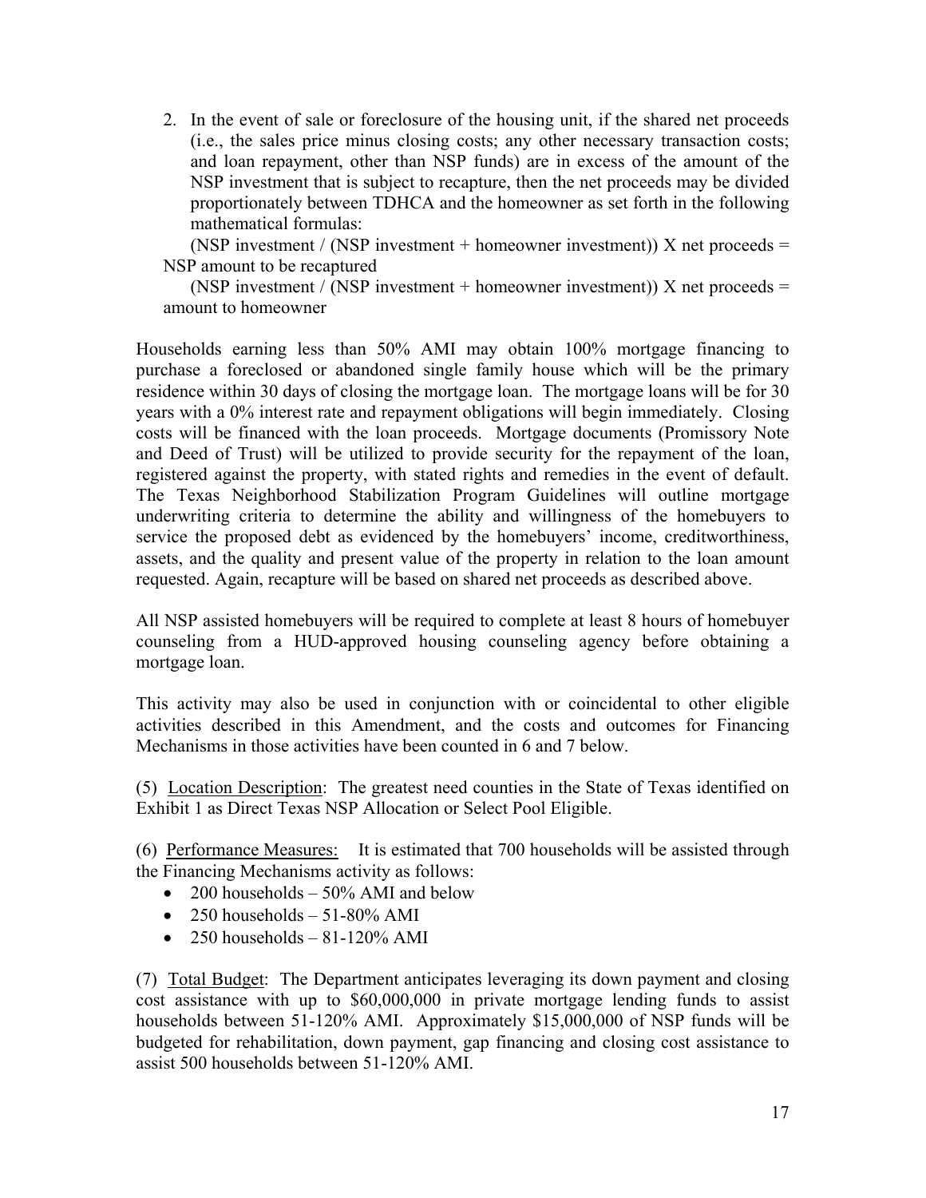2. In the event of sale or foreclosure of the housing unit, if the shared net proceeds (i.e., the sales price minus closing costs; any other necessary transaction costs; and loan repayment, other than NSP funds) are in excess of the amount of the NSP investment that is subject to recapture, then the net proceeds may be divided proportionately between TDHCA and the homeowner as set forth in the following mathematical formulas:

   (NSP investment / (NSP investment + homeowner investment)) X net proceeds = NSP amount to be recaptured

   (NSP investment / (NSP investment + homeowner investment)) X net proceeds = amount to homeowner

Households earning less than 50% AMI may obtain 100% mortgage financing to purchase a foreclosed or abandoned single family house which will be the primary residence within 30 days of closing the mortgage loan. The mortgage loans will be for 30 years with a 0% interest rate and repayment obligations will begin immediately. Closing costs will be financed with the loan proceeds. Mortgage documents (Promissory Note and Deed of Trust) will be utilized to provide security for the repayment of the loan, registered against the property, with stated rights and remedies in the event of default. The Texas Neighborhood Stabilization Program Guidelines will outline mortgage underwriting criteria to determine the ability and willingness of the homebuyers to service the proposed debt as evidenced by the homebuyers' income, creditworthiness, assets, and the quality and present value of the property in relation to the loan amount requested. Again, recapture will be based on shared net proceeds as described above.

All NSP assisted homebuyers will be required to complete at least 8 hours of homebuyer counseling from a HUD-approved housing counseling agency before obtaining a mortgage loan.

This activity may also be used in conjunction with or coincidental to other eligible activities described in this Amendment, and the costs and outcomes for Financing Mechanisms in those activities have been counted in 6 and 7 below.

(5) <u>Location Description</u>: The greatest need counties in the State of Texas identified on Exhibit 1 as Direct Texas NSP Allocation or Select Pool Eligible.

(6) <u>Performance Measures:</u> It is estimated that 700 households will be assisted through the Financing Mechanisms activity as follows:

- 200 households – 50% AMI and below
- 250 households – 51-80% AMI
- 250 households – 81-120% AMI

(7) <u>Total Budget</u>: The Department anticipates leveraging its down payment and closing cost assistance with up to $60,000,000 in private mortgage lending funds to assist households between 51-120% AMI. Approximately $15,000,000 of NSP funds will be budgeted for rehabilitation, down payment, gap financing and closing cost assistance to assist 500 households between 51-120% AMI.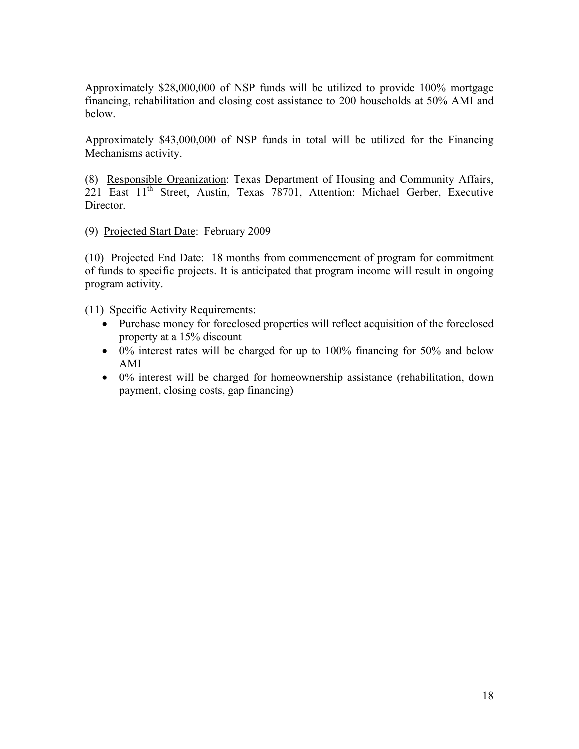Approximately $28,000,000 of NSP funds will be utilized to provide 100% mortgage financing, rehabilitation and closing cost assistance to 200 households at 50% AMI and below.

Approximately $43,000,000 of NSP funds in total will be utilized for the Financing Mechanisms activity.

(8) <u>Responsible Organization</u>: Texas Department of Housing and Community Affairs, 221 East 11th Street, Austin, Texas 78701, Attention: Michael Gerber, Executive Director.

(9) <u>Projected Start Date</u>: February 2009

(10) <u>Projected End Date</u>: 18 months from commencement of program for commitment of funds to specific projects. It is anticipated that program income will result in ongoing program activity.

(11) <u>Specific Activity Requirements</u>:

- Purchase money for foreclosed properties will reflect acquisition of the foreclosed property at a 15% discount
- 0% interest rates will be charged for up to 100% financing for 50% and below AMI
- 0% interest will be charged for homeownership assistance (rehabilitation, down payment, closing costs, gap financing)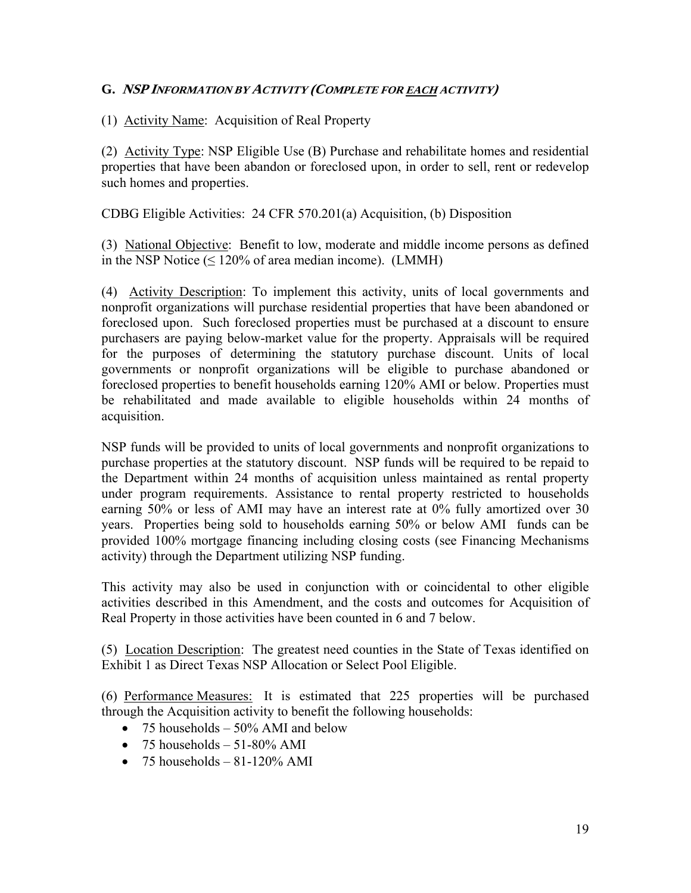### G. *NSP INFORMATION BY ACTIVITY (COMPLETE FOR EACH ACTIVITY)*

(1) Activity Name: Acquisition of Real Property

(2) Activity Type: NSP Eligible Use (B) Purchase and rehabilitate homes and residential properties that have been abandon or foreclosed upon, in order to sell, rent or redevelop such homes and properties.

CDBG Eligible Activities: 24 CFR 570.201(a) Acquisition, (b) Disposition

(3) National Objective: Benefit to low, moderate and middle income persons as defined in the NSP Notice (≤ 120% of area median income). (LMMH)

(4) Activity Description: To implement this activity, units of local governments and nonprofit organizations will purchase residential properties that have been abandoned or foreclosed upon. Such foreclosed properties must be purchased at a discount to ensure purchasers are paying below-market value for the property. Appraisals will be required for the purposes of determining the statutory purchase discount. Units of local governments or nonprofit organizations will be eligible to purchase abandoned or foreclosed properties to benefit households earning 120% AMI or below. Properties must be rehabilitated and made available to eligible households within 24 months of acquisition.

NSP funds will be provided to units of local governments and nonprofit organizations to purchase properties at the statutory discount. NSP funds will be required to be repaid to the Department within 24 months of acquisition unless maintained as rental property under program requirements. Assistance to rental property restricted to households earning 50% or less of AMI may have an interest rate at 0% fully amortized over 30 years. Properties being sold to households earning 50% or below AMI funds can be provided 100% mortgage financing including closing costs (see Financing Mechanisms activity) through the Department utilizing NSP funding.

This activity may also be used in conjunction with or coincidental to other eligible activities described in this Amendment, and the costs and outcomes for Acquisition of Real Property in those activities have been counted in 6 and 7 below.

(5) Location Description: The greatest need counties in the State of Texas identified on Exhibit 1 as Direct Texas NSP Allocation or Select Pool Eligible.

(6) Performance Measures: It is estimated that 225 properties will be purchased through the Acquisition activity to benefit the following households:

- 75 households – 50% AMI and below
- 75 households – 51-80% AMI
- 75 households – 81-120% AMI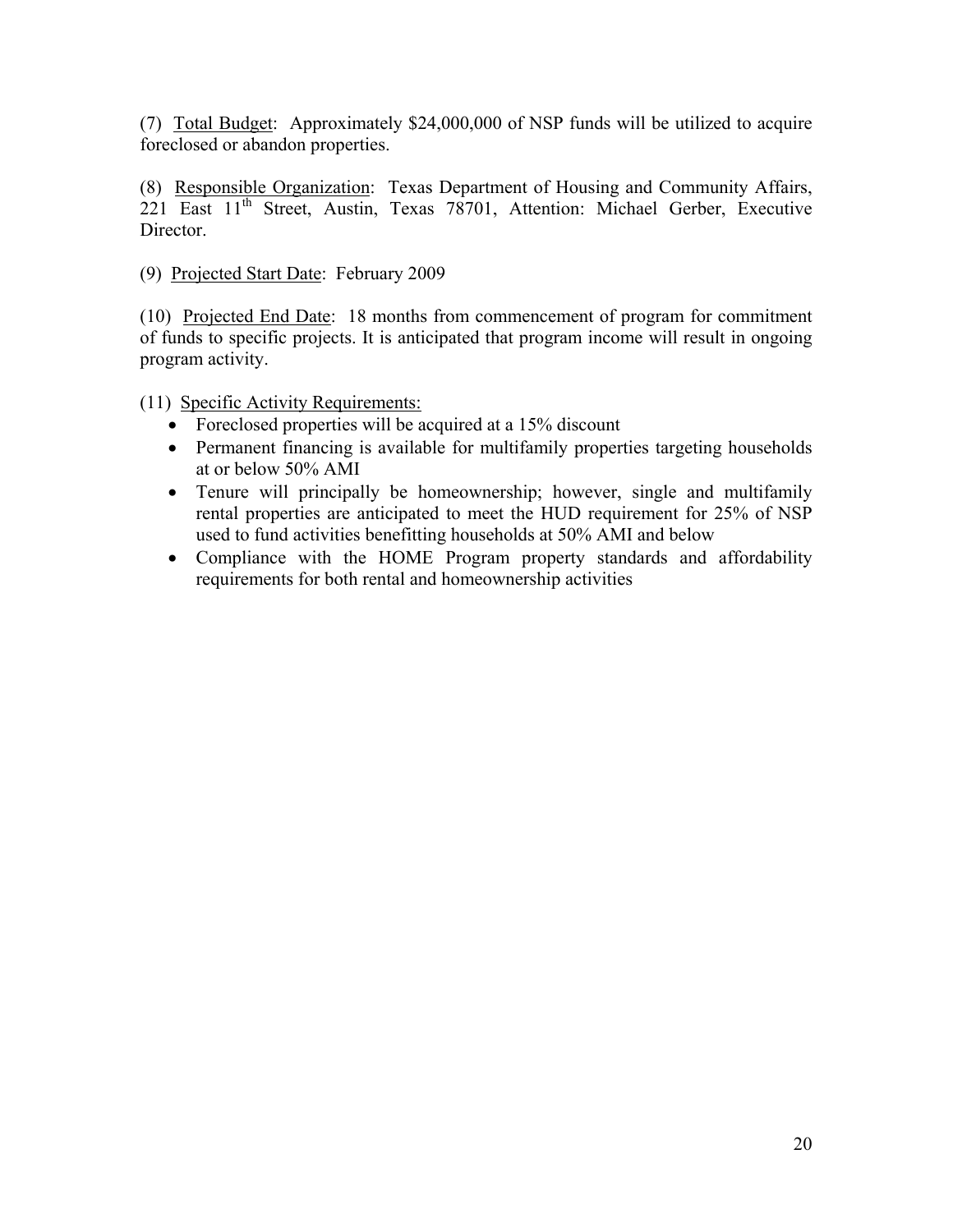(7) Total Budget: Approximately $24,000,000 of NSP funds will be utilized to acquire foreclosed or abandon properties.

(8) Responsible Organization: Texas Department of Housing and Community Affairs, 221 East 11th Street, Austin, Texas 78701, Attention: Michael Gerber, Executive Director.

(9) Projected Start Date: February 2009

(10) Projected End Date: 18 months from commencement of program for commitment of funds to specific projects. It is anticipated that program income will result in ongoing program activity.

(11) Specific Activity Requirements:

- Foreclosed properties will be acquired at a 15% discount
- Permanent financing is available for multifamily properties targeting households at or below 50% AMI
- Tenure will principally be homeownership; however, single and multifamily rental properties are anticipated to meet the HUD requirement for 25% of NSP used to fund activities benefitting households at 50% AMI and below
- Compliance with the HOME Program property standards and affordability requirements for both rental and homeownership activities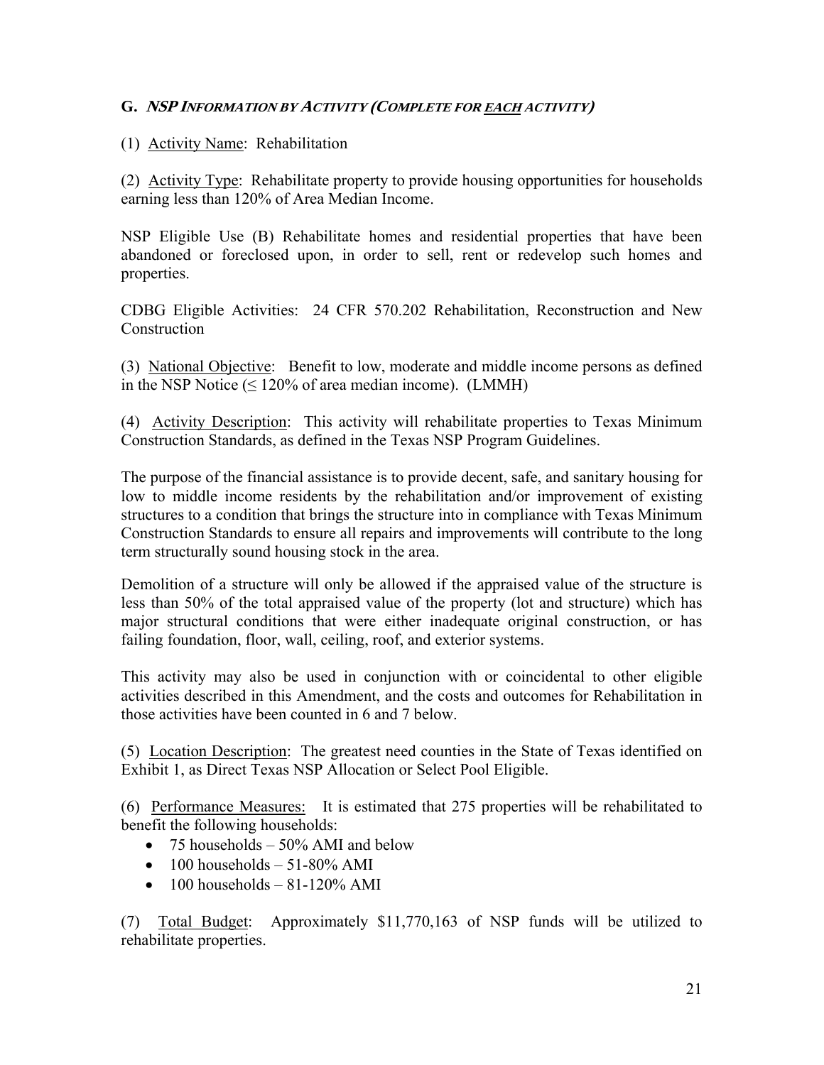## G. *NSP Information by Activity (Complete for each activity)*

(1) Activity Name: Rehabilitation

(2) Activity Type: Rehabilitate property to provide housing opportunities for households earning less than 120% of Area Median Income.

NSP Eligible Use (B) Rehabilitate homes and residential properties that have been abandoned or foreclosed upon, in order to sell, rent or redevelop such homes and properties.

CDBG Eligible Activities: 24 CFR 570.202 Rehabilitation, Reconstruction and New Construction

(3) National Objective: Benefit to low, moderate and middle income persons as defined in the NSP Notice (≤ 120% of area median income). (LMMH)

(4) Activity Description: This activity will rehabilitate properties to Texas Minimum Construction Standards, as defined in the Texas NSP Program Guidelines.

The purpose of the financial assistance is to provide decent, safe, and sanitary housing for low to middle income residents by the rehabilitation and/or improvement of existing structures to a condition that brings the structure into in compliance with Texas Minimum Construction Standards to ensure all repairs and improvements will contribute to the long term structurally sound housing stock in the area.

Demolition of a structure will only be allowed if the appraised value of the structure is less than 50% of the total appraised value of the property (lot and structure) which has major structural conditions that were either inadequate original construction, or has failing foundation, floor, wall, ceiling, roof, and exterior systems.

This activity may also be used in conjunction with or coincidental to other eligible activities described in this Amendment, and the costs and outcomes for Rehabilitation in those activities have been counted in 6 and 7 below.

(5) Location Description: The greatest need counties in the State of Texas identified on Exhibit 1, as Direct Texas NSP Allocation or Select Pool Eligible.

(6) Performance Measures: It is estimated that 275 properties will be rehabilitated to benefit the following households:

- 75 households – 50% AMI and below
- 100 households – 51-80% AMI
- 100 households – 81-120% AMI

(7) Total Budget: Approximately $11,770,163 of NSP funds will be utilized to rehabilitate properties.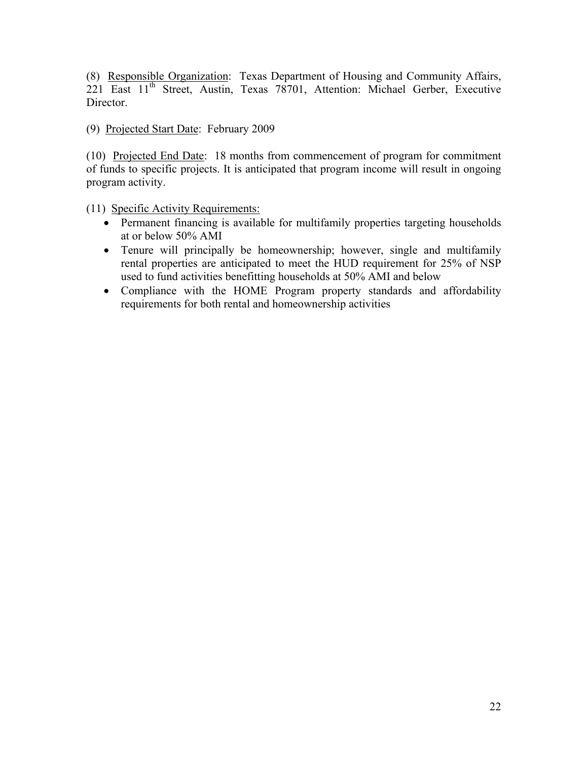(8) Responsible Organization: Texas Department of Housing and Community Affairs, 221 East 11th Street, Austin, Texas 78701, Attention: Michael Gerber, Executive Director.

(9) Projected Start Date: February 2009

(10) Projected End Date: 18 months from commencement of program for commitment of funds to specific projects. It is anticipated that program income will result in ongoing program activity.

(11) Specific Activity Requirements:

- Permanent financing is available for multifamily properties targeting households at or below 50% AMI
- Tenure will principally be homeownership; however, single and multifamily rental properties are anticipated to meet the HUD requirement for 25% of NSP used to fund activities benefitting households at 50% AMI and below
- Compliance with the HOME Program property standards and affordability requirements for both rental and homeownership activities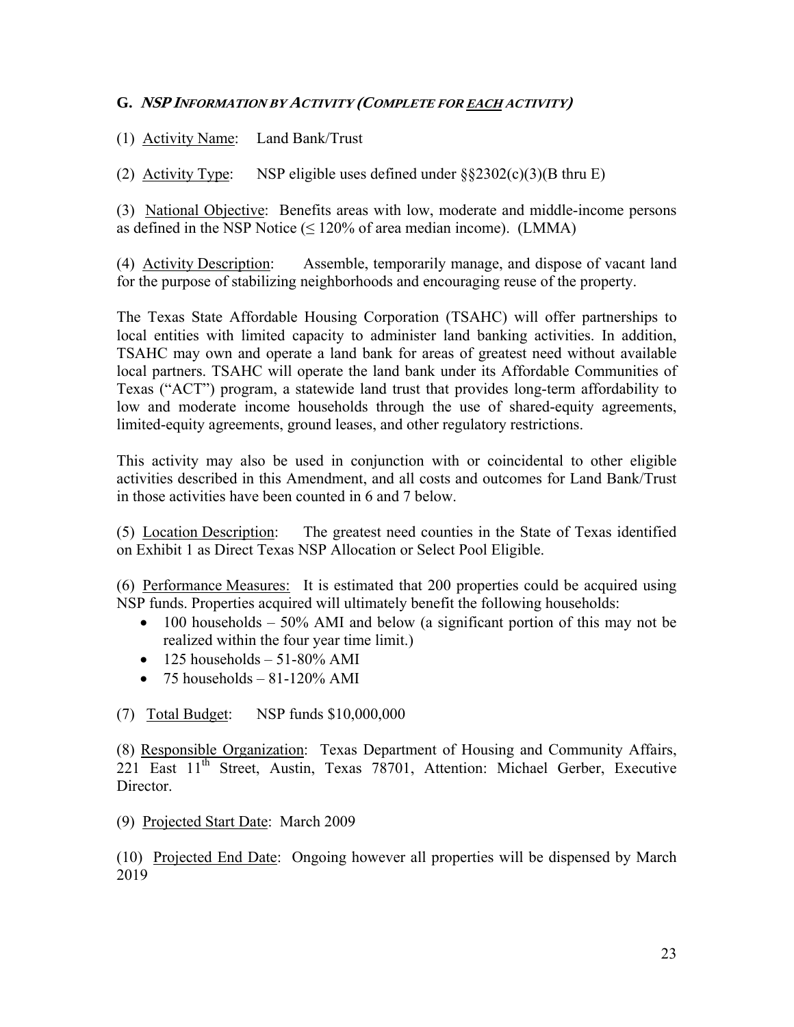## G. *NSP INFORMATION BY ACTIVITY (COMPLETE FOR EACH ACTIVITY)*

(1) Activity Name: Land Bank/Trust

(2) Activity Type: NSP eligible uses defined under §§2302(c)(3)(B thru E)

(3) National Objective: Benefits areas with low, moderate and middle-income persons as defined in the NSP Notice (≤ 120% of area median income). (LMMA)

(4) Activity Description: Assemble, temporarily manage, and dispose of vacant land for the purpose of stabilizing neighborhoods and encouraging reuse of the property.

The Texas State Affordable Housing Corporation (TSAHC) will offer partnerships to local entities with limited capacity to administer land banking activities. In addition, TSAHC may own and operate a land bank for areas of greatest need without available local partners. TSAHC will operate the land bank under its Affordable Communities of Texas ("ACT") program, a statewide land trust that provides long-term affordability to low and moderate income households through the use of shared-equity agreements, limited-equity agreements, ground leases, and other regulatory restrictions.

This activity may also be used in conjunction with or coincidental to other eligible activities described in this Amendment, and all costs and outcomes for Land Bank/Trust in those activities have been counted in 6 and 7 below.

(5) Location Description: The greatest need counties in the State of Texas identified on Exhibit 1 as Direct Texas NSP Allocation or Select Pool Eligible.

(6) Performance Measures: It is estimated that 200 properties could be acquired using NSP funds. Properties acquired will ultimately benefit the following households:

- 100 households – 50% AMI and below (a significant portion of this may not be realized within the four year time limit.)
- 125 households – 51-80% AMI
- 75 households – 81-120% AMI

(7) Total Budget: NSP funds $10,000,000

(8) Responsible Organization: Texas Department of Housing and Community Affairs, 221 East 11th Street, Austin, Texas 78701, Attention: Michael Gerber, Executive Director.

(9) Projected Start Date: March 2009

(10) Projected End Date: Ongoing however all properties will be dispensed by March 2019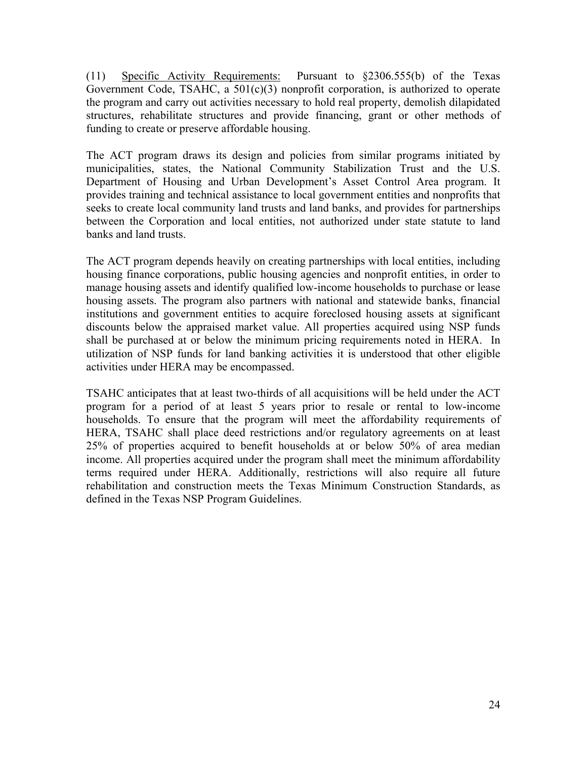(11) Specific Activity Requirements: Pursuant to §2306.555(b) of the Texas Government Code, TSAHC, a 501(c)(3) nonprofit corporation, is authorized to operate the program and carry out activities necessary to hold real property, demolish dilapidated structures, rehabilitate structures and provide financing, grant or other methods of funding to create or preserve affordable housing.

The ACT program draws its design and policies from similar programs initiated by municipalities, states, the National Community Stabilization Trust and the U.S. Department of Housing and Urban Development's Asset Control Area program. It provides training and technical assistance to local government entities and nonprofits that seeks to create local community land trusts and land banks, and provides for partnerships between the Corporation and local entities, not authorized under state statute to land banks and land trusts.

The ACT program depends heavily on creating partnerships with local entities, including housing finance corporations, public housing agencies and nonprofit entities, in order to manage housing assets and identify qualified low-income households to purchase or lease housing assets. The program also partners with national and statewide banks, financial institutions and government entities to acquire foreclosed housing assets at significant discounts below the appraised market value. All properties acquired using NSP funds shall be purchased at or below the minimum pricing requirements noted in HERA. In utilization of NSP funds for land banking activities it is understood that other eligible activities under HERA may be encompassed.

TSAHC anticipates that at least two-thirds of all acquisitions will be held under the ACT program for a period of at least 5 years prior to resale or rental to low-income households. To ensure that the program will meet the affordability requirements of HERA, TSAHC shall place deed restrictions and/or regulatory agreements on at least 25% of properties acquired to benefit households at or below 50% of area median income. All properties acquired under the program shall meet the minimum affordability terms required under HERA. Additionally, restrictions will also require all future rehabilitation and construction meets the Texas Minimum Construction Standards, as defined in the Texas NSP Program Guidelines.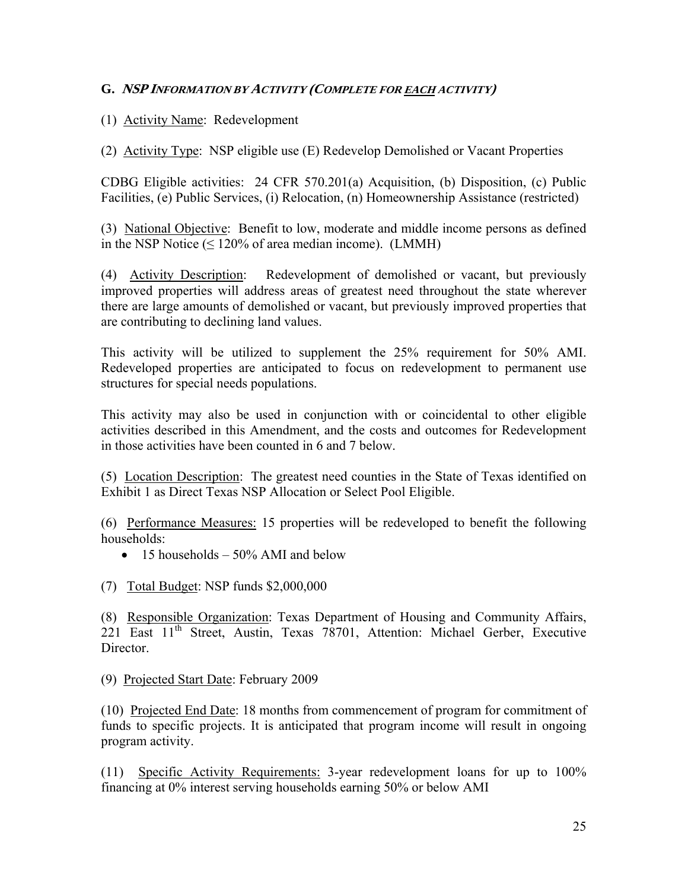## G. *NSP INFORMATION BY ACTIVITY (COMPLETE FOR EACH ACTIVITY)*

(1) Activity Name: Redevelopment

(2) Activity Type: NSP eligible use (E) Redevelop Demolished or Vacant Properties

CDBG Eligible activities: 24 CFR 570.201(a) Acquisition, (b) Disposition, (c) Public Facilities, (e) Public Services, (i) Relocation, (n) Homeownership Assistance (restricted)

(3) National Objective: Benefit to low, moderate and middle income persons as defined in the NSP Notice (≤ 120% of area median income). (LMMH)

(4) Activity Description: Redevelopment of demolished or vacant, but previously improved properties will address areas of greatest need throughout the state wherever there are large amounts of demolished or vacant, but previously improved properties that are contributing to declining land values.

This activity will be utilized to supplement the 25% requirement for 50% AMI. Redeveloped properties are anticipated to focus on redevelopment to permanent use structures for special needs populations.

This activity may also be used in conjunction with or coincidental to other eligible activities described in this Amendment, and the costs and outcomes for Redevelopment in those activities have been counted in 6 and 7 below.

(5) Location Description: The greatest need counties in the State of Texas identified on Exhibit 1 as Direct Texas NSP Allocation or Select Pool Eligible.

(6) Performance Measures: 15 properties will be redeveloped to benefit the following households:

- 15 households – 50% AMI and below

(7) Total Budget: NSP funds $2,000,000

(8) Responsible Organization: Texas Department of Housing and Community Affairs, 221 East 11th Street, Austin, Texas 78701, Attention: Michael Gerber, Executive Director.

(9) Projected Start Date: February 2009

(10) Projected End Date: 18 months from commencement of program for commitment of funds to specific projects. It is anticipated that program income will result in ongoing program activity.

(11) Specific Activity Requirements: 3-year redevelopment loans for up to 100% financing at 0% interest serving households earning 50% or below AMI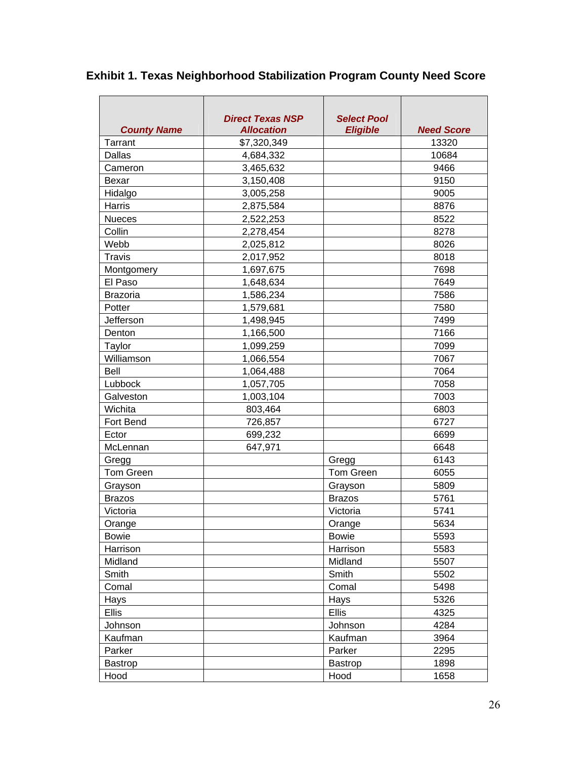### Exhibit 1. Texas Neighborhood Stabilization Program County Need Score

| County Name | Direct Texas NSP Allocation | Select Pool Eligible | Need Score |
|---|---|---|---|
| Tarrant | $7,320,349 | | 13320 |
| Dallas | 4,684,332 | | 10684 |
| Cameron | 3,465,632 | | 9466 |
| Bexar | 3,150,408 | | 9150 |
| Hidalgo | 3,005,258 | | 9005 |
| Harris | 2,875,584 | | 8876 |
| Nueces | 2,522,253 | | 8522 |
| Collin | 2,278,454 | | 8278 |
| Webb | 2,025,812 | | 8026 |
| Travis | 2,017,952 | | 8018 |
| Montgomery | 1,697,675 | | 7698 |
| El Paso | 1,648,634 | | 7649 |
| Brazoria | 1,586,234 | | 7586 |
| Potter | 1,579,681 | | 7580 |
| Jefferson | 1,498,945 | | 7499 |
| Denton | 1,166,500 | | 7166 |
| Taylor | 1,099,259 | | 7099 |
| Williamson | 1,066,554 | | 7067 |
| Bell | 1,064,488 | | 7064 |
| Lubbock | 1,057,705 | | 7058 |
| Galveston | 1,003,104 | | 7003 |
| Wichita | 803,464 | | 6803 |
| Fort Bend | 726,857 | | 6727 |
| Ector | 699,232 | | 6699 |
| McLennan | 647,971 | | 6648 |
| Gregg | | Gregg | 6143 |
| Tom Green | | Tom Green | 6055 |
| Grayson | | Grayson | 5809 |
| Brazos | | Brazos | 5761 |
| Victoria | | Victoria | 5741 |
| Orange | | Orange | 5634 |
| Bowie | | Bowie | 5593 |
| Harrison | | Harrison | 5583 |
| Midland | | Midland | 5507 |
| Smith | | Smith | 5502 |
| Comal | | Comal | 5498 |
| Hays | | Hays | 5326 |
| Ellis | | Ellis | 4325 |
| Johnson | | Johnson | 4284 |
| Kaufman | | Kaufman | 3964 |
| Parker | | Parker | 2295 |
| Bastrop | | Bastrop | 1898 |
| Hood | | Hood | 1658 |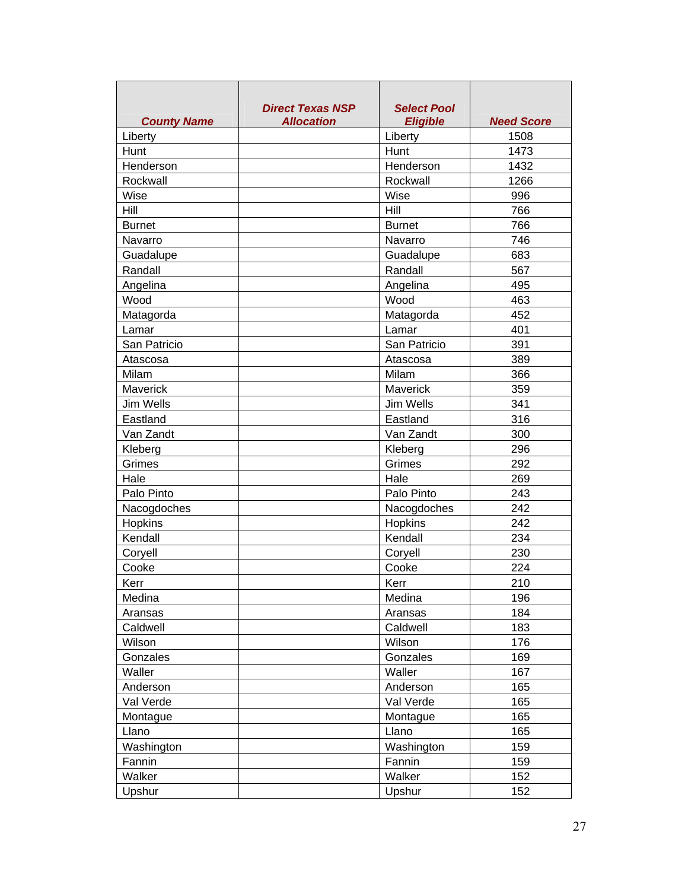| County Name | Direct Texas NSP Allocation | Select Pool Eligible | Need Score |
|---|---|---|---|
| Liberty | | Liberty | 1508 |
| Hunt | | Hunt | 1473 |
| Henderson | | Henderson | 1432 |
| Rockwall | | Rockwall | 1266 |
| Wise | | Wise | 996 |
| Hill | | Hill | 766 |
| Burnet | | Burnet | 766 |
| Navarro | | Navarro | 746 |
| Guadalupe | | Guadalupe | 683 |
| Randall | | Randall | 567 |
| Angelina | | Angelina | 495 |
| Wood | | Wood | 463 |
| Matagorda | | Matagorda | 452 |
| Lamar | | Lamar | 401 |
| San Patricio | | San Patricio | 391 |
| Atascosa | | Atascosa | 389 |
| Milam | | Milam | 366 |
| Maverick | | Maverick | 359 |
| Jim Wells | | Jim Wells | 341 |
| Eastland | | Eastland | 316 |
| Van Zandt | | Van Zandt | 300 |
| Kleberg | | Kleberg | 296 |
| Grimes | | Grimes | 292 |
| Hale | | Hale | 269 |
| Palo Pinto | | Palo Pinto | 243 |
| Nacogdoches | | Nacogdoches | 242 |
| Hopkins | | Hopkins | 242 |
| Kendall | | Kendall | 234 |
| Coryell | | Coryell | 230 |
| Cooke | | Cooke | 224 |
| Kerr | | Kerr | 210 |
| Medina | | Medina | 196 |
| Aransas | | Aransas | 184 |
| Caldwell | | Caldwell | 183 |
| Wilson | | Wilson | 176 |
| Gonzales | | Gonzales | 169 |
| Waller | | Waller | 167 |
| Anderson | | Anderson | 165 |
| Val Verde | | Val Verde | 165 |
| Montague | | Montague | 165 |
| Llano | | Llano | 165 |
| Washington | | Washington | 159 |
| Fannin | | Fannin | 159 |
| Walker | | Walker | 152 |
| Upshur | | Upshur | 152 |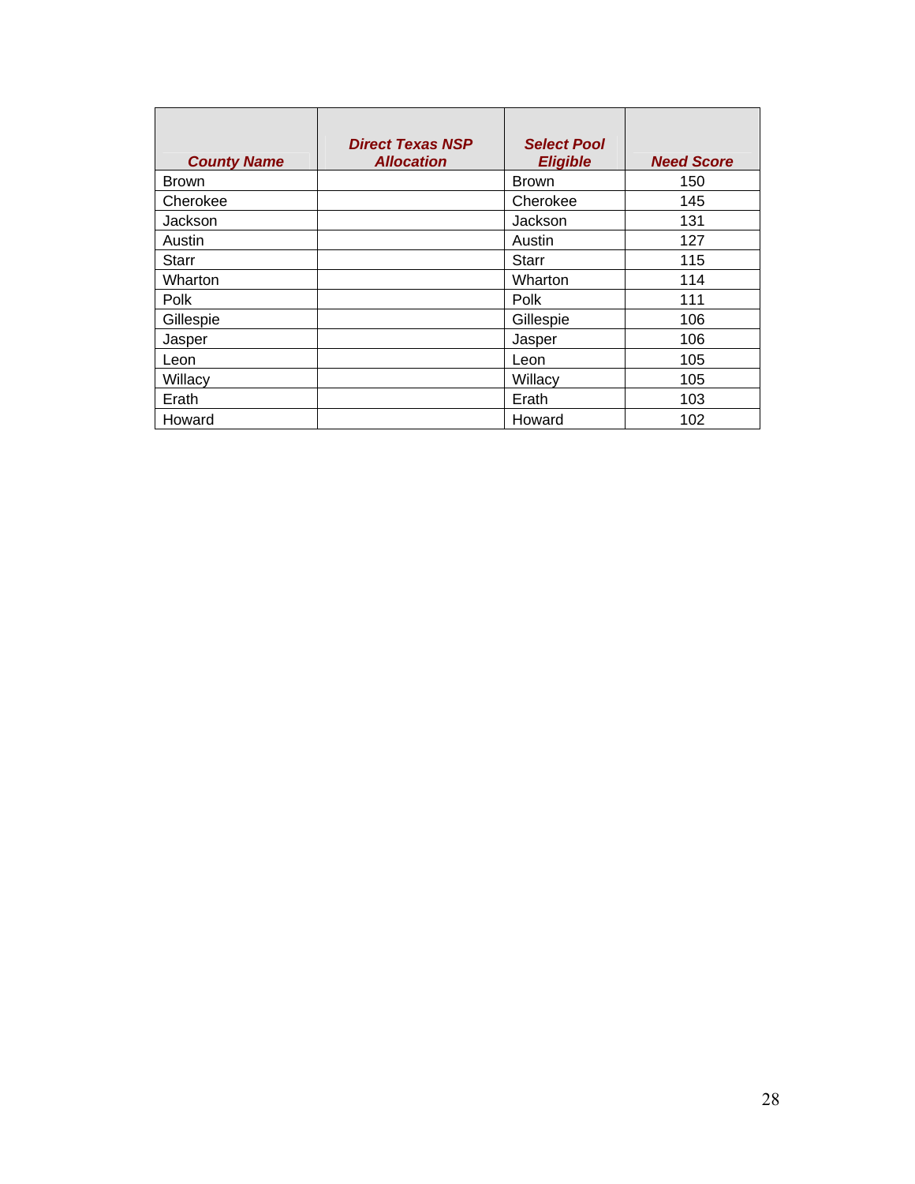| *County Name* | *Direct Texas NSP Allocation* | *Select Pool Eligible* | *Need Score* |
|---|---|---|---|
| Brown | | Brown | 150 |
| Cherokee | | Cherokee | 145 |
| Jackson | | Jackson | 131 |
| Austin | | Austin | 127 |
| Starr | | Starr | 115 |
| Wharton | | Wharton | 114 |
| Polk | | Polk | 111 |
| Gillespie | | Gillespie | 106 |
| Jasper | | Jasper | 106 |
| Leon | | Leon | 105 |
| Willacy | | Willacy | 105 |
| Erath | | Erath | 103 |
| Howard | | Howard | 102 |